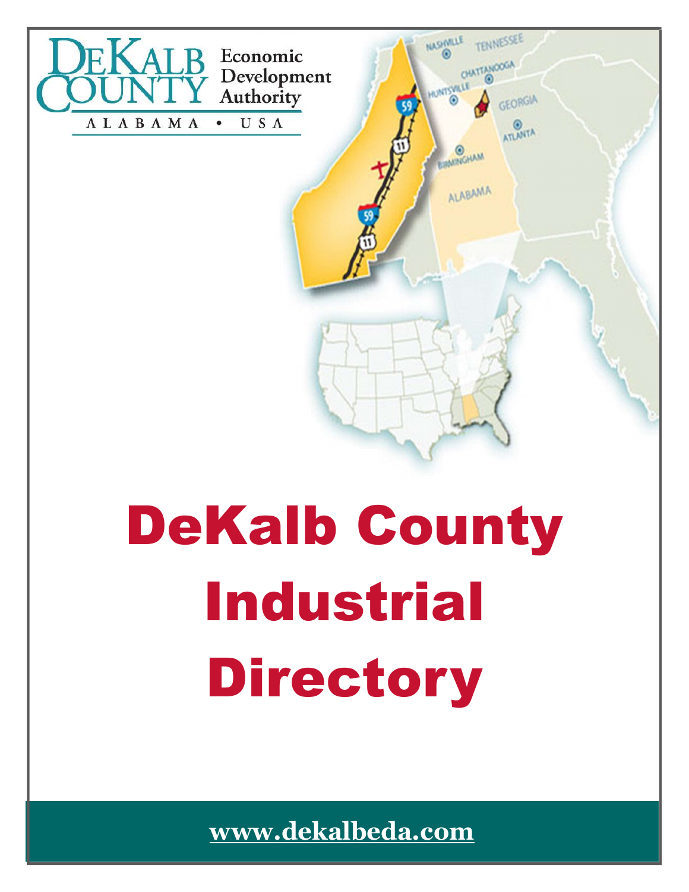DeKalb County Economic Development Authority

ALABAMA • USA

# DeKalb County Industrial Directory

www.dekalbeda.com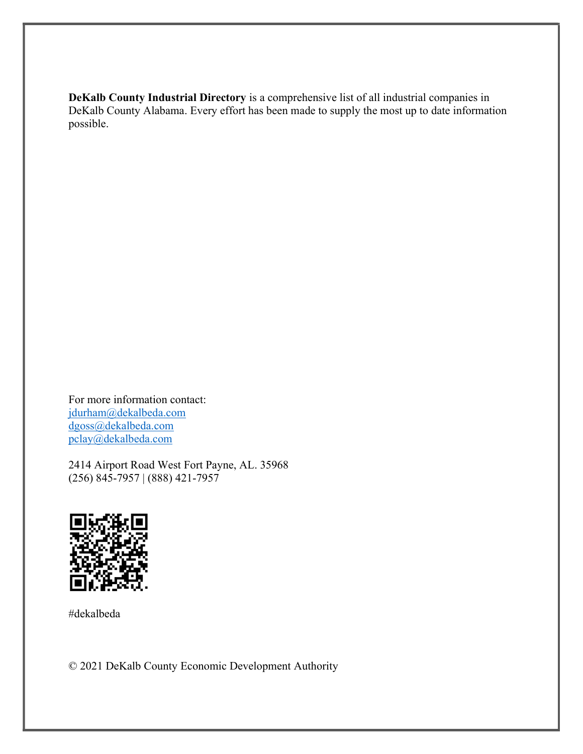**DeKalb County Industrial Directory** is a comprehensive list of all industrial companies in DeKalb County Alabama. Every effort has been made to supply the most up to date information possible.

For more information contact:
jdurham@dekalbeda.com
dgoss@dekalbeda.com
pclay@dekalbeda.com

2414 Airport Road West Fort Payne, AL. 35968
(256) 845-7957 | (888) 421-7957

#dekalbeda

© 2021 DeKalb County Economic Development Authority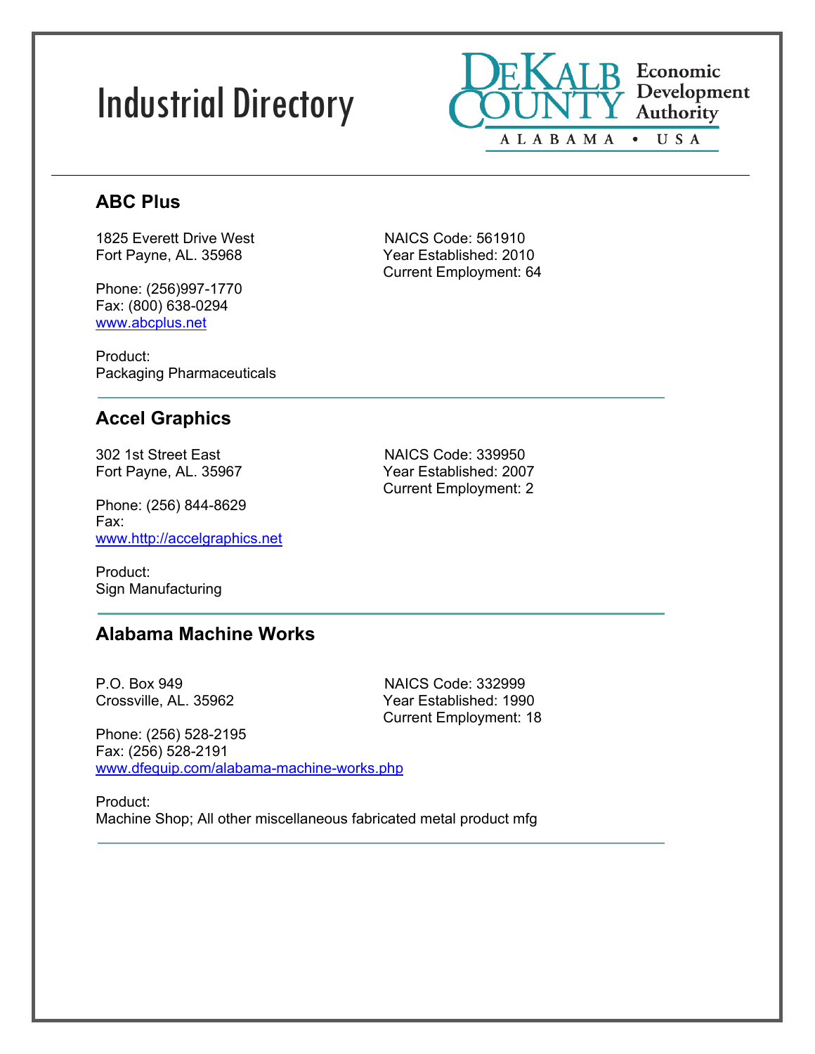# Industrial Directory

DeKalb County Economic Development Authority
ALABAMA • USA

## ABC Plus

1825 Everett Drive West
Fort Payne, AL. 35968

Phone: (256)997-1770
Fax: (800) 638-0294
www.abcplus.net

NAICS Code: 561910
Year Established: 2010
Current Employment: 64

Product:
Packaging Pharmaceuticals

## Accel Graphics

302 1st Street East
Fort Payne, AL. 35967

Phone: (256) 844-8629
Fax:
www.http://accelgraphics.net

NAICS Code: 339950
Year Established: 2007
Current Employment: 2

Product:
Sign Manufacturing

## Alabama Machine Works

P.O. Box 949
Crossville, AL. 35962

Phone: (256) 528-2195
Fax: (256) 528-2191
www.dfequip.com/alabama-machine-works.php

NAICS Code: 332999
Year Established: 1990
Current Employment: 18

Product:
Machine Shop; All other miscellaneous fabricated metal product mfg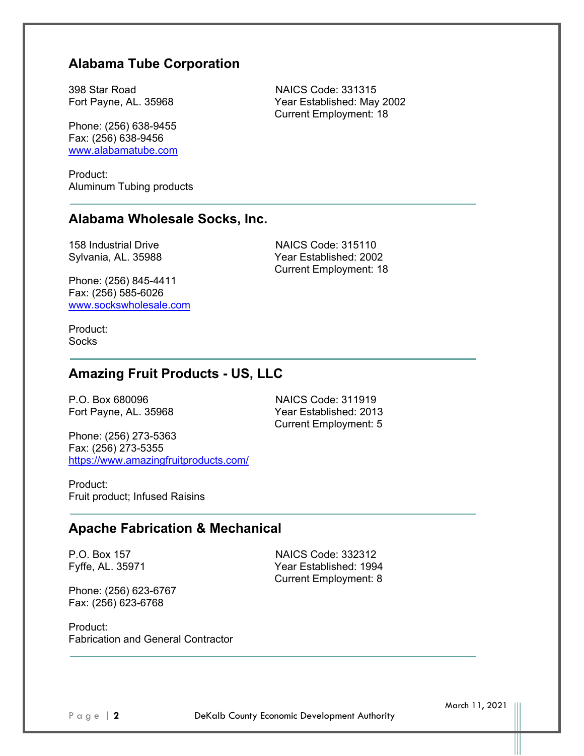## Alabama Tube Corporation

398 Star Road
Fort Payne, AL. 35968

NAICS Code: 331315
Year Established: May 2002
Current Employment: 18

Phone: (256) 638-9455
Fax: (256) 638-9456
[www.alabamatube.com](http://www.alabamatube.com)

Product:
Aluminum Tubing products

---

## Alabama Wholesale Socks, Inc.

158 Industrial Drive
Sylvania, AL. 35988

NAICS Code: 315110
Year Established: 2002
Current Employment: 18

Phone: (256) 845-4411
Fax: (256) 585-6026
[www.sockswholesale.com](http://www.sockswholesale.com)

Product:
Socks

---

## Amazing Fruit Products - US, LLC

P.O. Box 680096
Fort Payne, AL. 35968

NAICS Code: 311919
Year Established: 2013
Current Employment: 5

Phone: (256) 273-5363
Fax: (256) 273-5355
[https://www.amazingfruitproducts.com/](https://www.amazingfruitproducts.com/)

Product:
Fruit product; Infused Raisins

---

## Apache Fabrication & Mechanical

P.O. Box 157
Fyffe, AL. 35971

NAICS Code: 332312
Year Established: 1994
Current Employment: 8

Phone: (256) 623-6767
Fax: (256) 623-6768

Product:
Fabrication and General Contractor

---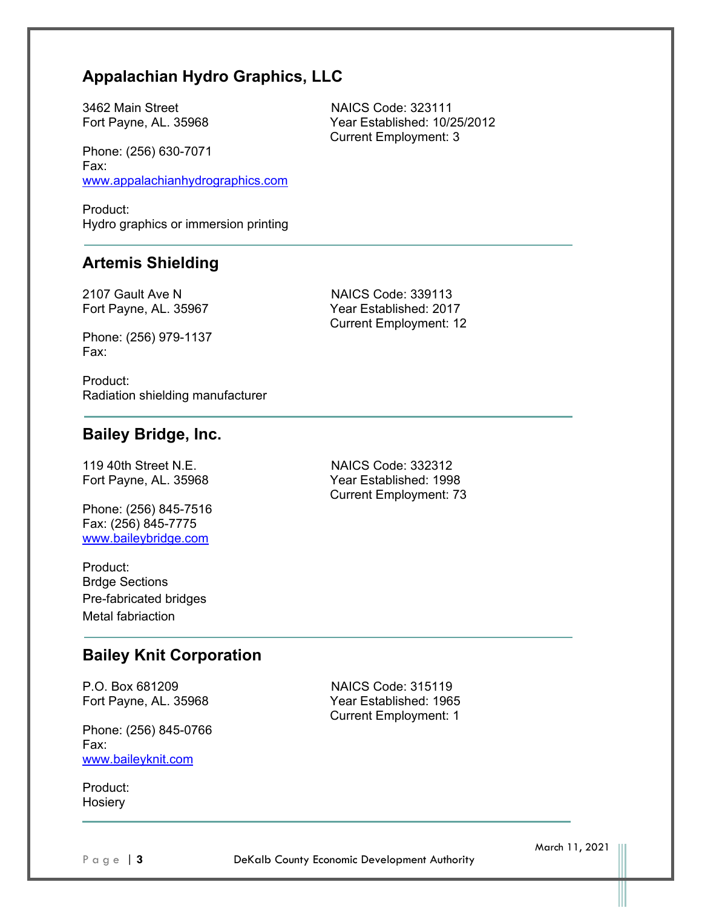## Appalachian Hydro Graphics, LLC

3462 Main Street
Fort Payne, AL. 35968

NAICS Code: 323111
Year Established: 10/25/2012
Current Employment: 3

Phone: (256) 630-7071
Fax:
www.appalachianhydrographics.com

Product:
Hydro graphics or immersion printing

---

## Artemis Shielding

2107 Gault Ave N
Fort Payne, AL. 35967

NAICS Code: 339113
Year Established: 2017
Current Employment: 12

Phone: (256) 979-1137
Fax:

Product:
Radiation shielding manufacturer

---

## Bailey Bridge, Inc.

119 40th Street N.E.
Fort Payne, AL. 35968

NAICS Code: 332312
Year Established: 1998
Current Employment: 73

Phone: (256) 845-7516
Fax: (256) 845-7775
www.baileybridge.com

Product:
Brdge Sections
Pre-fabricated bridges
Metal fabriaction

---

## Bailey Knit Corporation

P.O. Box 681209
Fort Payne, AL. 35968

NAICS Code: 315119
Year Established: 1965
Current Employment: 1

Phone: (256) 845-0766
Fax:
www.baileyknit.com

Product:
Hosiery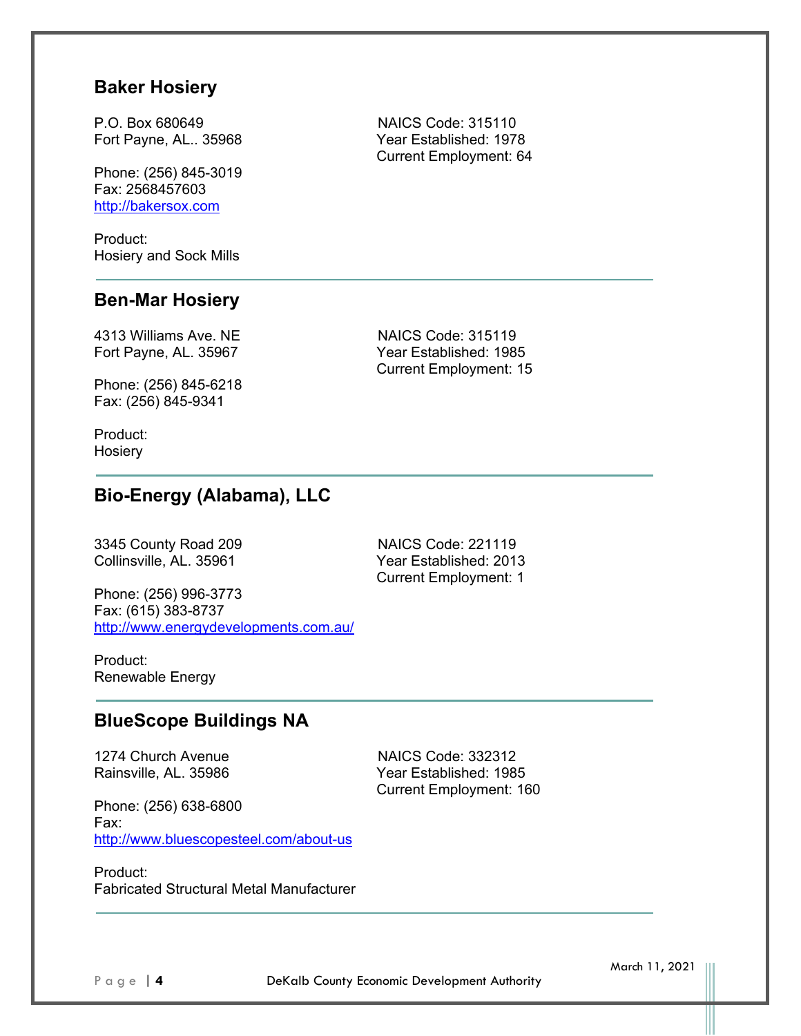## Baker Hosiery

P.O. Box 680649
Fort Payne, AL.. 35968

Phone: (256) 845-3019
Fax: 2568457603
http://bakersox.com

Product:
Hosiery and Sock Mills

NAICS Code: 315110
Year Established: 1978
Current Employment: 64

---

## Ben-Mar Hosiery

4313 Williams Ave. NE
Fort Payne, AL. 35967

Phone: (256) 845-6218
Fax: (256) 845-9341

Product:
Hosiery

NAICS Code: 315119
Year Established: 1985
Current Employment: 15

---

## Bio-Energy (Alabama), LLC

3345 County Road 209
Collinsville, AL. 35961

Phone: (256) 996-3773
Fax: (615) 383-8737
http://www.energydevelopments.com.au/

Product:
Renewable Energy

NAICS Code: 221119
Year Established: 2013
Current Employment: 1

---

## BlueScope Buildings NA

1274 Church Avenue
Rainsville, AL. 35986

Phone: (256) 638-6800
Fax:
http://www.bluescopesteel.com/about-us

Product:
Fabricated Structural Metal Manufacturer

NAICS Code: 332312
Year Established: 1985
Current Employment: 160

---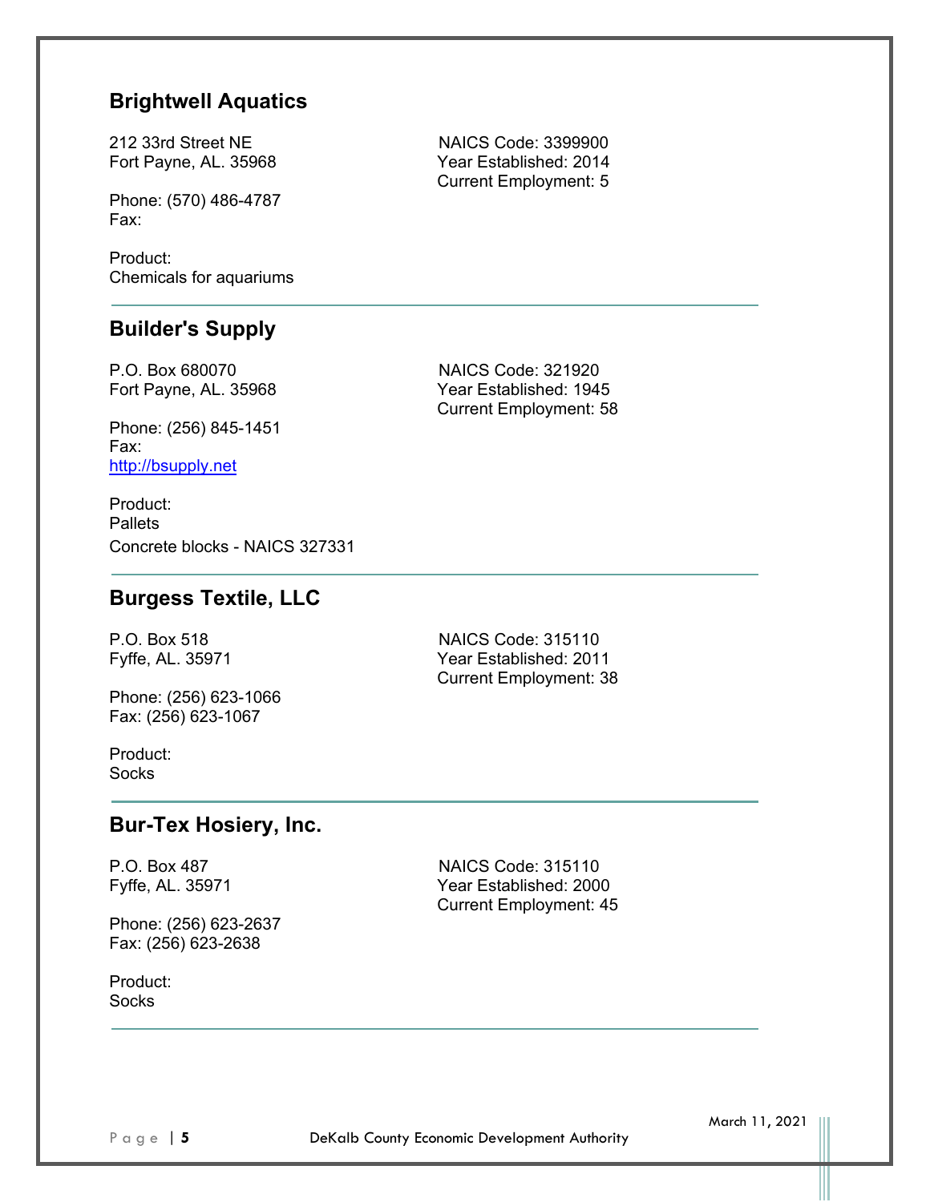## Brightwell Aquatics

212 33rd Street NE
Fort Payne, AL. 35968

Phone: (570) 486-4787
Fax:

NAICS Code: 3399900
Year Established: 2014
Current Employment: 5

Product:
Chemicals for aquariums

---

## Builder's Supply

P.O. Box 680070
Fort Payne, AL. 35968

Phone: (256) 845-1451
Fax:
http://bsupply.net

NAICS Code: 321920
Year Established: 1945
Current Employment: 58

Product:
Pallets
Concrete blocks - NAICS 327331

---

## Burgess Textile, LLC

P.O. Box 518
Fyffe, AL. 35971

Phone: (256) 623-1066
Fax: (256) 623-1067

NAICS Code: 315110
Year Established: 2011
Current Employment: 38

Product:
Socks

---

## Bur-Tex Hosiery, Inc.

P.O. Box 487
Fyffe, AL. 35971

Phone: (256) 623-2637
Fax: (256) 623-2638

NAICS Code: 315110
Year Established: 2000
Current Employment: 45

Product:
Socks

---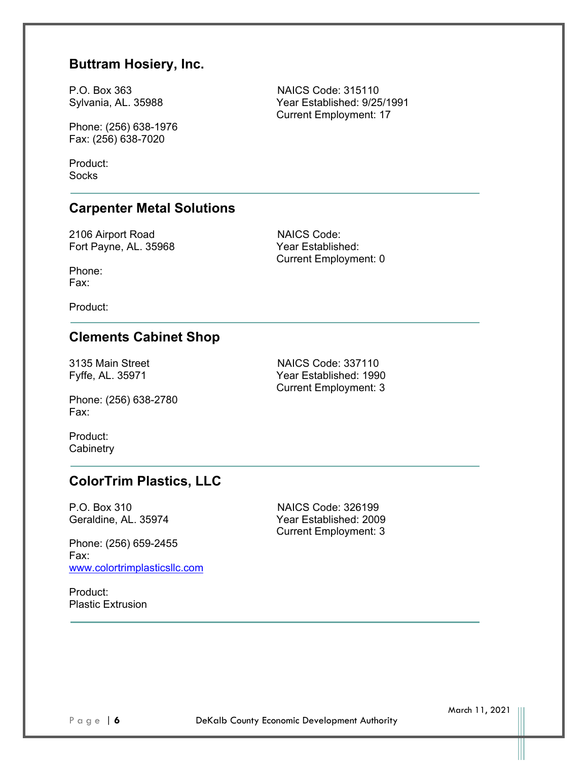## Buttram Hosiery, Inc.

P.O. Box 363
Sylvania, AL. 35988

NAICS Code: 315110
Year Established: 9/25/1991
Current Employment: 17

Phone: (256) 638-1976
Fax: (256) 638-7020

Product:
Socks

---

## Carpenter Metal Solutions

2106 Airport Road
Fort Payne, AL. 35968

NAICS Code:
Year Established:
Current Employment: 0

Phone:
Fax:

Product:

---

## Clements Cabinet Shop

3135 Main Street
Fyffe, AL. 35971

NAICS Code: 337110
Year Established: 1990
Current Employment: 3

Phone: (256) 638-2780
Fax:

Product:
Cabinetry

---

## ColorTrim Plastics, LLC

P.O. Box 310
Geraldine, AL. 35974

NAICS Code: 326199
Year Established: 2009
Current Employment: 3

Phone: (256) 659-2455
Fax:
www.colortrimplasticsllc.com

Product:
Plastic Extrusion

---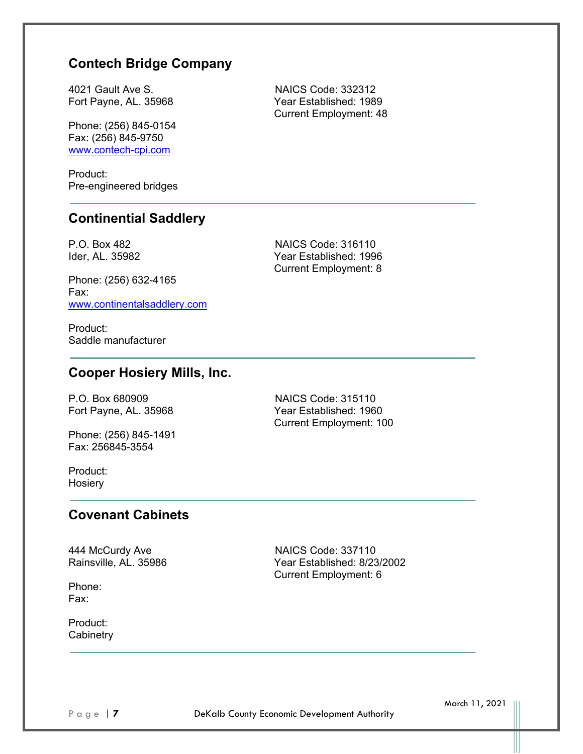## Contech Bridge Company

4021 Gault Ave S.
Fort Payne, AL. 35968

NAICS Code: 332312
Year Established: 1989
Current Employment: 48

Phone: (256) 845-0154
Fax: (256) 845-9750
www.contech-cpi.com

Product:
Pre-engineered bridges

---

## Continential Saddlery

P.O. Box 482
Ider, AL. 35982

NAICS Code: 316110
Year Established: 1996
Current Employment: 8

Phone: (256) 632-4165
Fax:
www.continentalsaddlery.com

Product:
Saddle manufacturer

---

## Cooper Hosiery Mills, Inc.

P.O. Box 680909
Fort Payne, AL. 35968

NAICS Code: 315110
Year Established: 1960
Current Employment: 100

Phone: (256) 845-1491
Fax: 256845-3554

Product:
Hosiery

---

## Covenant Cabinets

444 McCurdy Ave
Rainsville, AL. 35986

NAICS Code: 337110
Year Established: 8/23/2002
Current Employment: 6

Phone:
Fax:

Product:
Cabinetry

---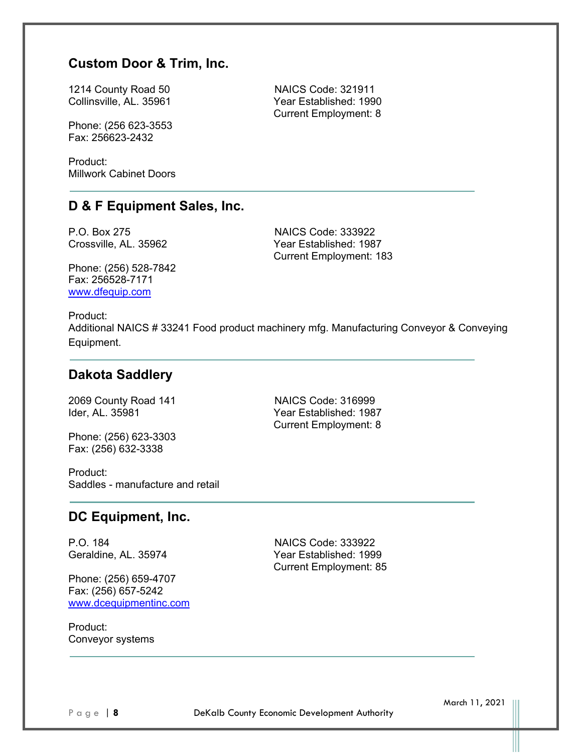## Custom Door & Trim, Inc.

1214 County Road 50
Collinsville, AL. 35961

NAICS Code: 321911
Year Established: 1990
Current Employment: 8

Phone: (256 623-3553
Fax: 256623-2432

Product:
Millwork Cabinet Doors

---

## D & F Equipment Sales, Inc.

P.O. Box 275
Crossville, AL. 35962

NAICS Code: 333922
Year Established: 1987
Current Employment: 183

Phone: (256) 528-7842
Fax: 256528-7171
www.dfequip.com

Product:
Additional NAICS # 33241 Food product machinery mfg. Manufacturing Conveyor & Conveying Equipment.

---

## Dakota Saddlery

2069 County Road 141
Ider, AL. 35981

NAICS Code: 316999
Year Established: 1987
Current Employment: 8

Phone: (256) 623-3303
Fax: (256) 632-3338

Product:
Saddles - manufacture and retail

---

## DC Equipment, Inc.

P.O. 184
Geraldine, AL. 35974

NAICS Code: 333922
Year Established: 1999
Current Employment: 85

Phone: (256) 659-4707
Fax: (256) 657-5242
www.dcequipmentinc.com

Product:
Conveyor systems

---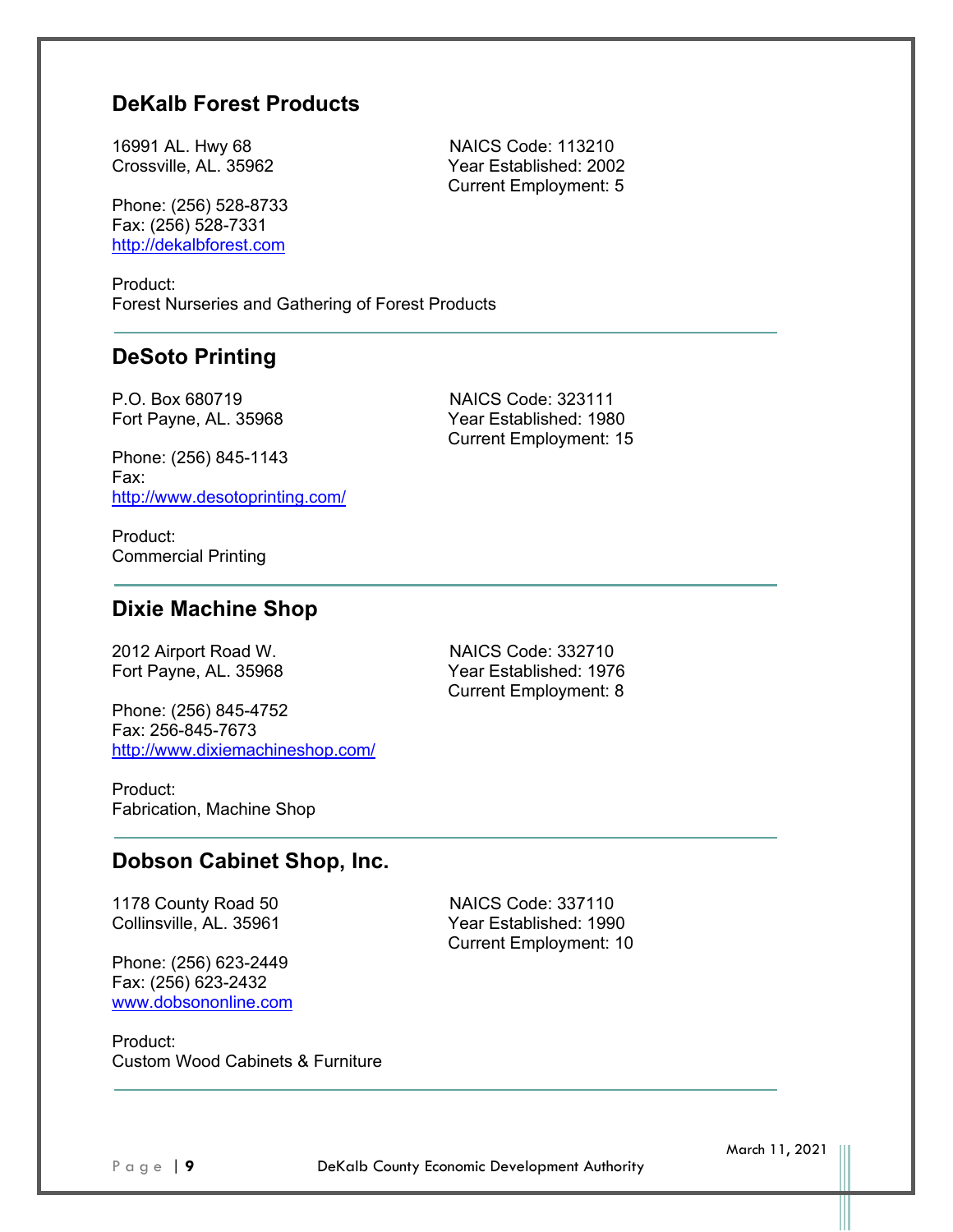## DeKalb Forest Products

16991 AL. Hwy 68
Crossville, AL. 35962

NAICS Code: 113210
Year Established: 2002
Current Employment: 5

Phone: (256) 528-8733
Fax: (256) 528-7331
http://dekalbforest.com

Product:
Forest Nurseries and Gathering of Forest Products

---

## DeSoto Printing

P.O. Box 680719
Fort Payne, AL. 35968

NAICS Code: 323111
Year Established: 1980
Current Employment: 15

Phone: (256) 845-1143
Fax:
http://www.desotoprinting.com/

Product:
Commercial Printing

---

## Dixie Machine Shop

2012 Airport Road W.
Fort Payne, AL. 35968

NAICS Code: 332710
Year Established: 1976
Current Employment: 8

Phone: (256) 845-4752
Fax: 256-845-7673
http://www.dixiemachineshop.com/

Product:
Fabrication, Machine Shop

---

## Dobson Cabinet Shop, Inc.

1178 County Road 50
Collinsville, AL. 35961

NAICS Code: 337110
Year Established: 1990
Current Employment: 10

Phone: (256) 623-2449
Fax: (256) 623-2432
www.dobsononline.com

Product:
Custom Wood Cabinets & Furniture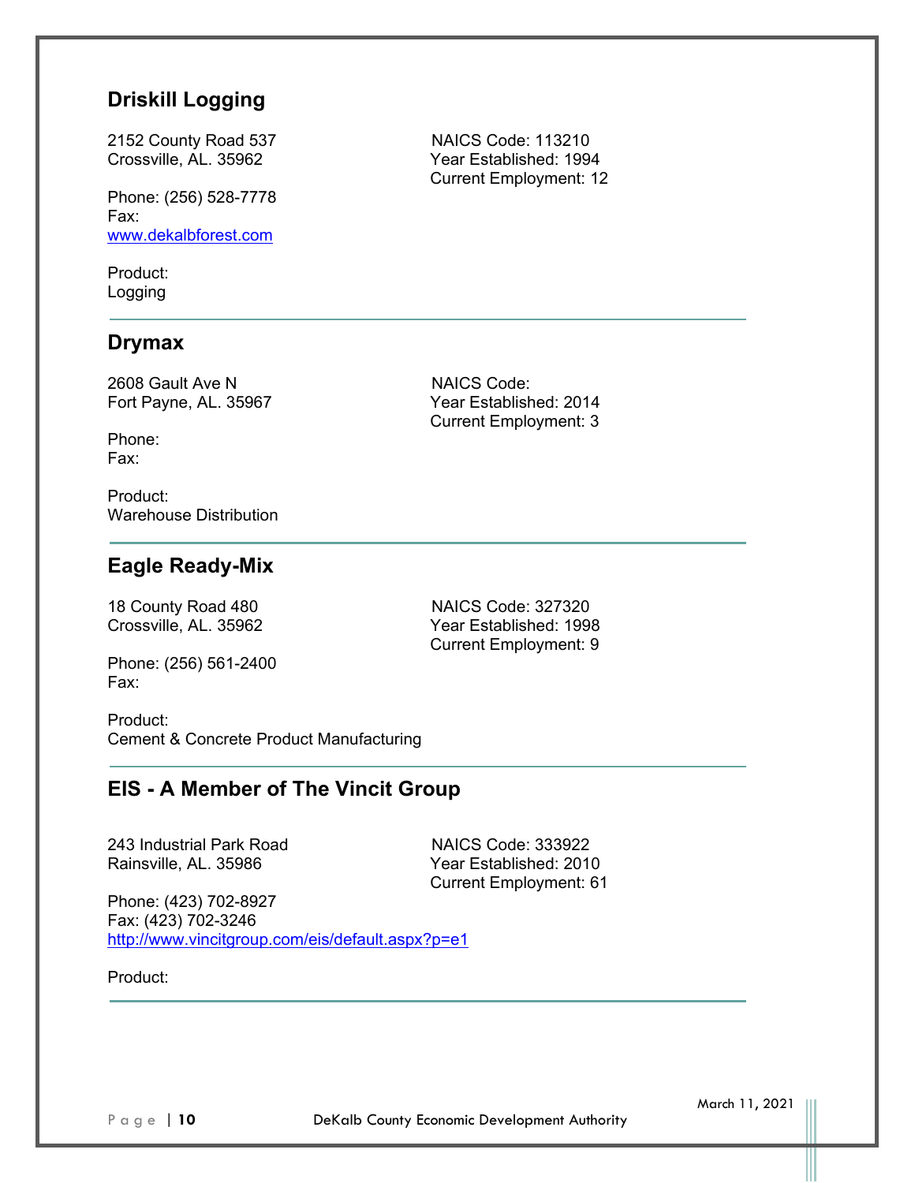## Driskill Logging

2152 County Road 537
Crossville, AL. 35962

Phone: (256) 528-7778
Fax:
www.dekalbforest.com

NAICS Code: 113210
Year Established: 1994
Current Employment: 12

Product:
Logging

---

## Drymax

2608 Gault Ave N
Fort Payne, AL. 35967

Phone:
Fax:

NAICS Code:
Year Established: 2014
Current Employment: 3

Product:
Warehouse Distribution

---

## Eagle Ready-Mix

18 County Road 480
Crossville, AL. 35962

Phone: (256) 561-2400
Fax:

NAICS Code: 327320
Year Established: 1998
Current Employment: 9

Product:
Cement & Concrete Product Manufacturing

---

## EIS - A Member of The Vincit Group

243 Industrial Park Road
Rainsville, AL. 35986

Phone: (423) 702-8927
Fax: (423) 702-3246
http://www.vincitgroup.com/eis/default.aspx?p=e1

NAICS Code: 333922
Year Established: 2010
Current Employment: 61

Product:

---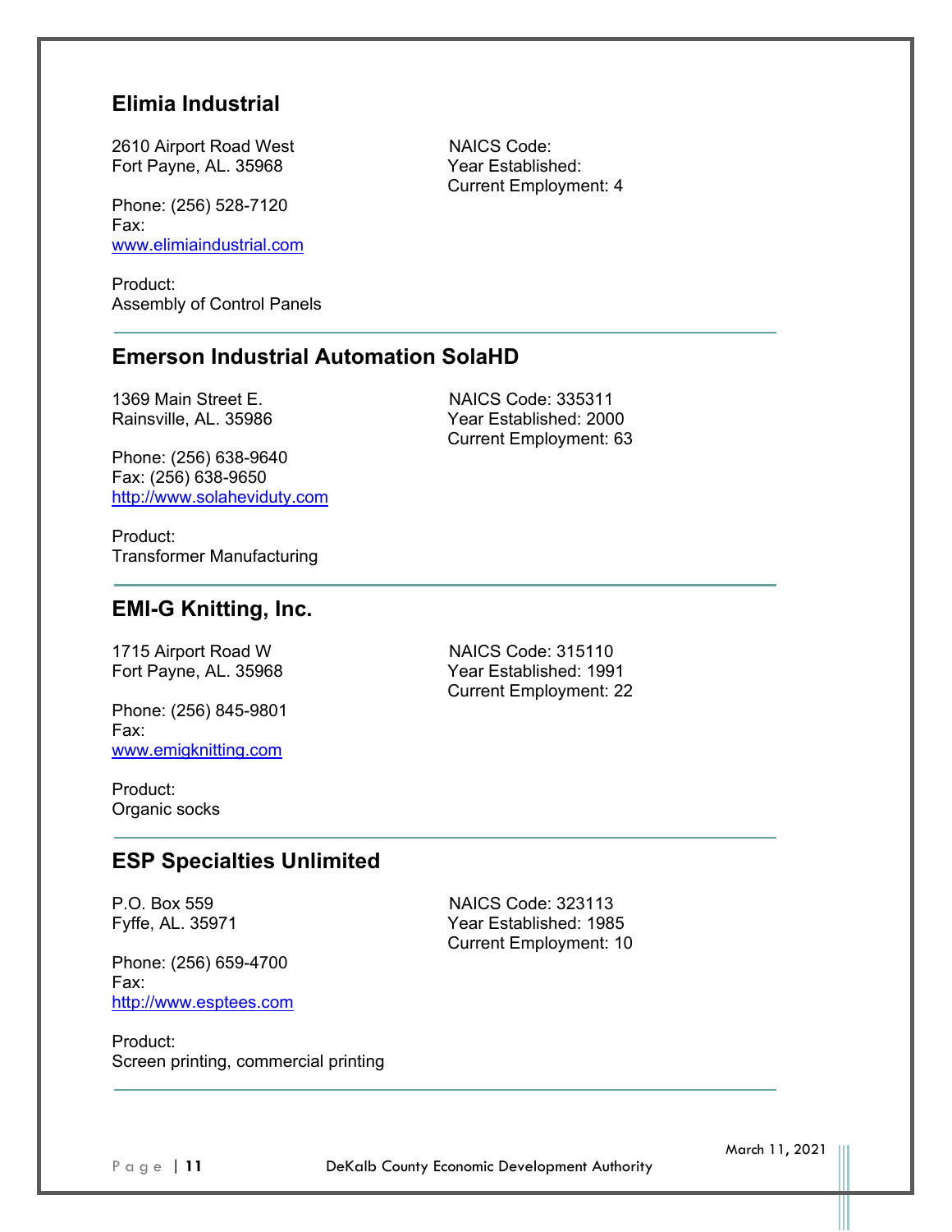## Elimia Industrial

2610 Airport Road West
Fort Payne, AL. 35968

NAICS Code:
Year Established:
Current Employment: 4

Phone: (256) 528-7120
Fax:
www.elimiaindustrial.com

Product:
Assembly of Control Panels

---

## Emerson Industrial Automation SolaHD

1369 Main Street E.
Rainsville, AL. 35986

NAICS Code: 335311
Year Established: 2000
Current Employment: 63

Phone: (256) 638-9640
Fax: (256) 638-9650
http://www.solaheviduty.com

Product:
Transformer Manufacturing

---

## EMI-G Knitting, Inc.

1715 Airport Road W
Fort Payne, AL. 35968

NAICS Code: 315110
Year Established: 1991
Current Employment: 22

Phone: (256) 845-9801
Fax:
www.emigknitting.com

Product:
Organic socks

---

## ESP Specialties Unlimited

P.O. Box 559
Fyffe, AL. 35971

NAICS Code: 323113
Year Established: 1985
Current Employment: 10

Phone: (256) 659-4700
Fax:
http://www.esptees.com

Product:
Screen printing, commercial printing

---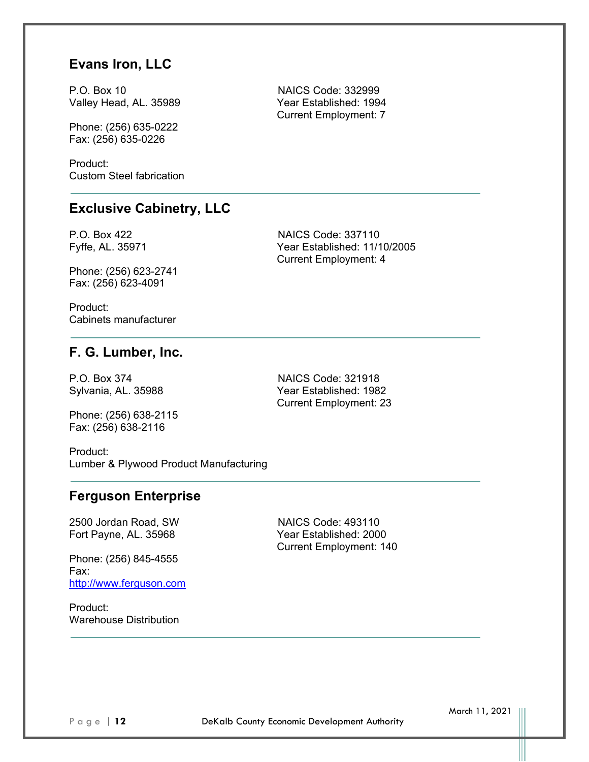## Evans Iron, LLC

P.O. Box 10
Valley Head, AL. 35989

NAICS Code: 332999
Year Established: 1994
Current Employment: 7

Phone: (256) 635-0222
Fax: (256) 635-0226

Product:
Custom Steel fabrication

---

## Exclusive Cabinetry, LLC

P.O. Box 422
Fyffe, AL. 35971

NAICS Code: 337110
Year Established: 11/10/2005
Current Employment: 4

Phone: (256) 623-2741
Fax: (256) 623-4091

Product:
Cabinets manufacturer

---

## F. G. Lumber, Inc.

P.O. Box 374
Sylvania, AL. 35988

NAICS Code: 321918
Year Established: 1982
Current Employment: 23

Phone: (256) 638-2115
Fax: (256) 638-2116

Product:
Lumber & Plywood Product Manufacturing

---

## Ferguson Enterprise

2500 Jordan Road, SW
Fort Payne, AL. 35968

NAICS Code: 493110
Year Established: 2000
Current Employment: 140

Phone: (256) 845-4555
Fax:
http://www.ferguson.com

Product:
Warehouse Distribution

---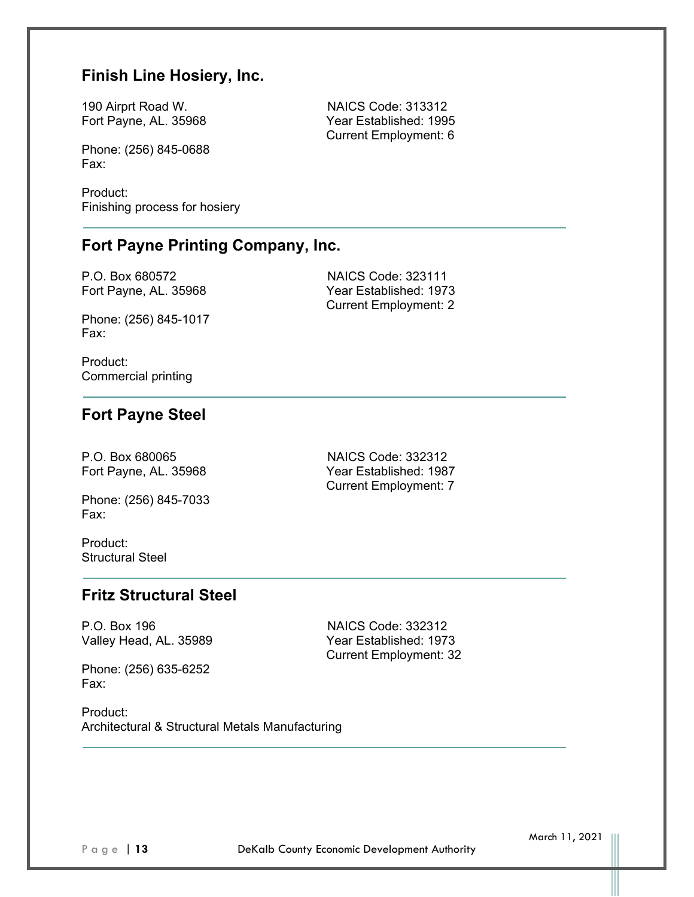## Finish Line Hosiery, Inc.

190 Airprt Road W.
Fort Payne, AL. 35968

NAICS Code: 313312
Year Established: 1995
Current Employment: 6

Phone: (256) 845-0688
Fax:

Product:
Finishing process for hosiery

---

## Fort Payne Printing Company, Inc.

P.O. Box 680572
Fort Payne, AL. 35968

NAICS Code: 323111
Year Established: 1973
Current Employment: 2

Phone: (256) 845-1017
Fax:

Product:
Commercial printing

---

## Fort Payne Steel

P.O. Box 680065
Fort Payne, AL. 35968

NAICS Code: 332312
Year Established: 1987
Current Employment: 7

Phone: (256) 845-7033
Fax:

Product:
Structural Steel

---

## Fritz Structural Steel

P.O. Box 196
Valley Head, AL. 35989

NAICS Code: 332312
Year Established: 1973
Current Employment: 32

Phone: (256) 635-6252
Fax:

Product:
Architectural & Structural Metals Manufacturing

---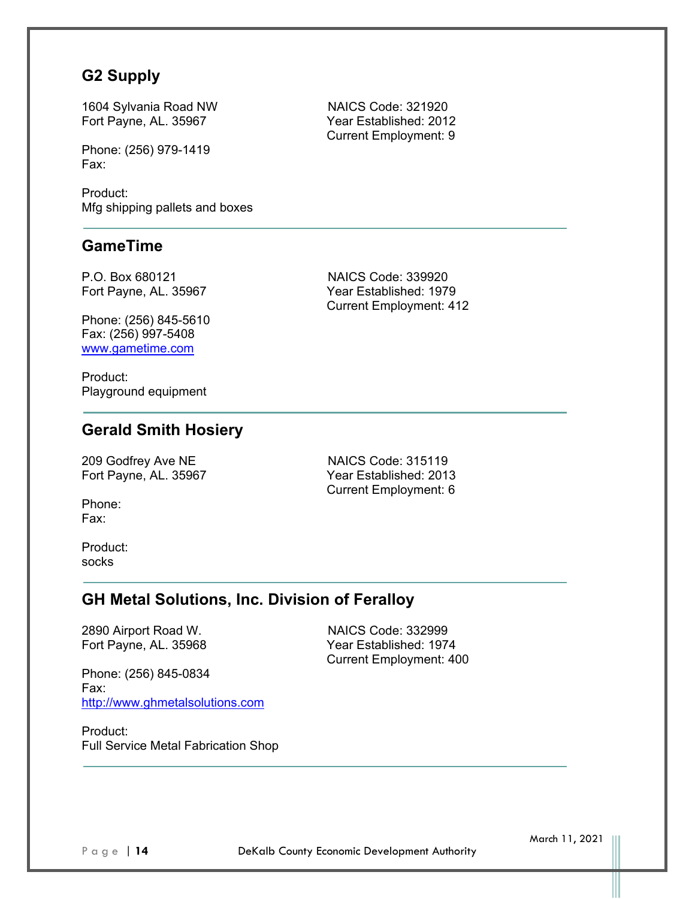## G2 Supply

1604 Sylvania Road NW
Fort Payne, AL. 35967

NAICS Code: 321920
Year Established: 2012
Current Employment: 9

Phone: (256) 979-1419
Fax:

Product:
Mfg shipping pallets and boxes

---

## GameTime

P.O. Box 680121
Fort Payne, AL. 35967

NAICS Code: 339920
Year Established: 1979
Current Employment: 412

Phone: (256) 845-5610
Fax: (256) 997-5408
[www.gametime.com](http://www.gametime.com)

Product:
Playground equipment

---

## Gerald Smith Hosiery

209 Godfrey Ave NE
Fort Payne, AL. 35967

NAICS Code: 315119
Year Established: 2013
Current Employment: 6

Phone:
Fax:

Product:
socks

---

## GH Metal Solutions, Inc. Division of Feralloy

2890 Airport Road W.
Fort Payne, AL. 35968

NAICS Code: 332999
Year Established: 1974
Current Employment: 400

Phone: (256) 845-0834
Fax:
[http://www.ghmetalsolutions.com](http://www.ghmetalsolutions.com)

Product:
Full Service Metal Fabrication Shop

---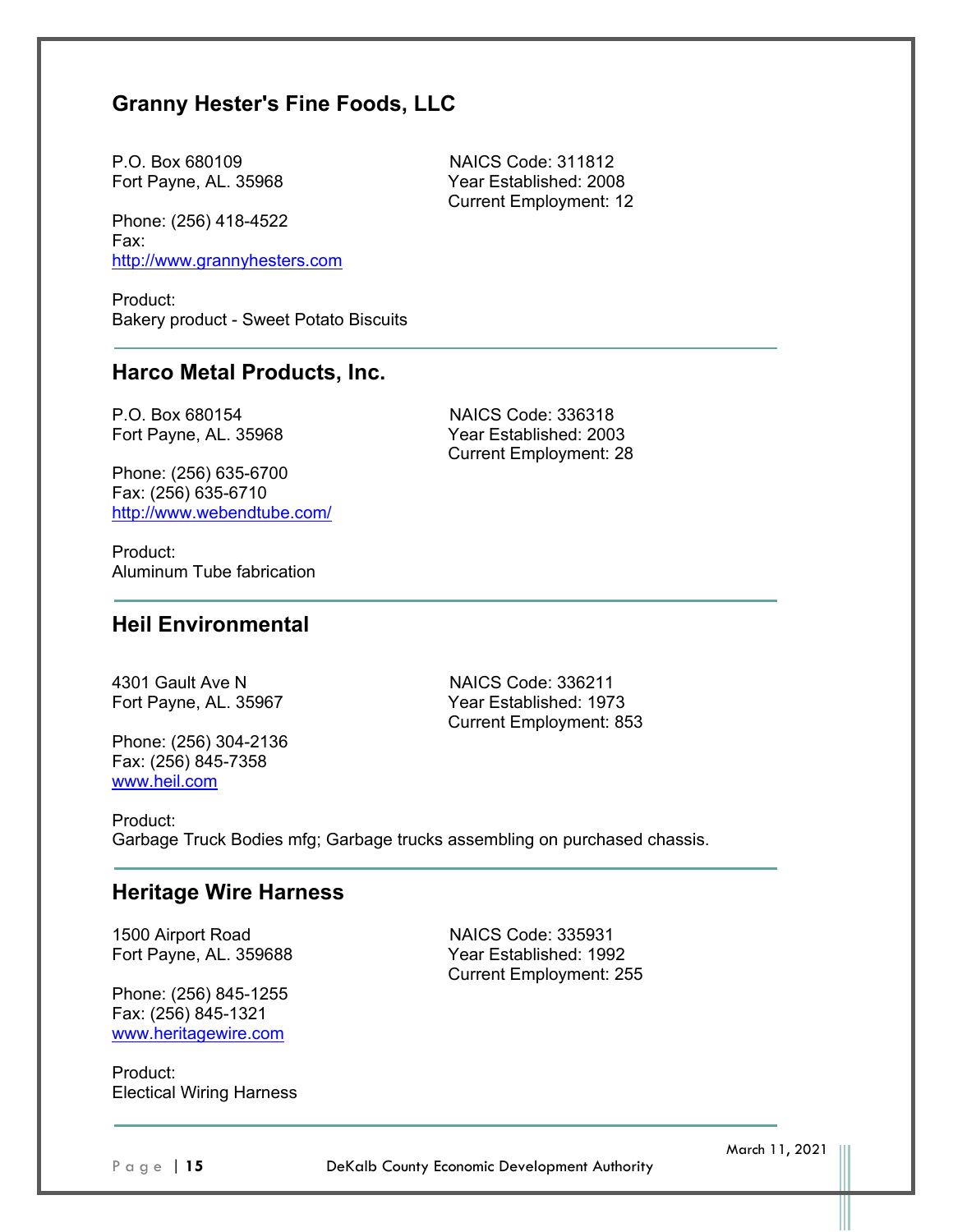## Granny Hester's Fine Foods, LLC

P.O. Box 680109
Fort Payne, AL. 35968

NAICS Code: 311812
Year Established: 2008
Current Employment: 12

Phone: (256) 418-4522
Fax:
http://www.grannyhesters.com

Product:
Bakery product - Sweet Potato Biscuits

---

## Harco Metal Products, Inc.

P.O. Box 680154
Fort Payne, AL. 35968

NAICS Code: 336318
Year Established: 2003
Current Employment: 28

Phone: (256) 635-6700
Fax: (256) 635-6710
http://www.webendtube.com/

Product:
Aluminum Tube fabrication

---

## Heil Environmental

4301 Gault Ave N
Fort Payne, AL. 35967

NAICS Code: 336211
Year Established: 1973
Current Employment: 853

Phone: (256) 304-2136
Fax: (256) 845-7358
www.heil.com

Product:
Garbage Truck Bodies mfg; Garbage trucks assembling on purchased chassis.

---

## Heritage Wire Harness

1500 Airport Road
Fort Payne, AL. 359688

NAICS Code: 335931
Year Established: 1992
Current Employment: 255

Phone: (256) 845-1255
Fax: (256) 845-1321
www.heritagewire.com

Product:
Electical Wiring Harness

---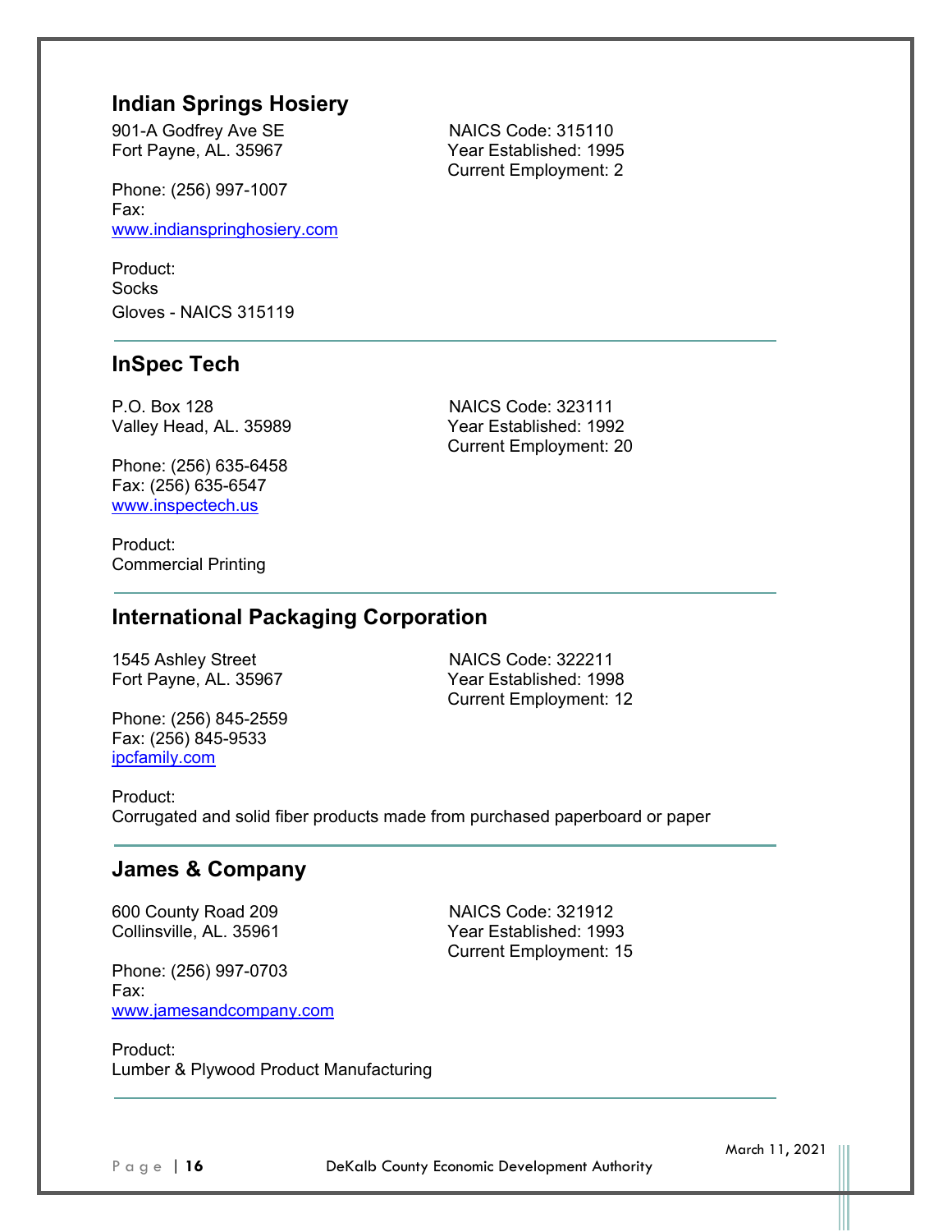## Indian Springs Hosiery

901-A Godfrey Ave SE
Fort Payne, AL. 35967

NAICS Code: 315110
Year Established: 1995
Current Employment: 2

Phone: (256) 997-1007
Fax:
www.indianspringhosiery.com

Product:
Socks
Gloves - NAICS 315119

---

## InSpec Tech

P.O. Box 128
Valley Head, AL. 35989

NAICS Code: 323111
Year Established: 1992
Current Employment: 20

Phone: (256) 635-6458
Fax: (256) 635-6547
www.inspectech.us

Product:
Commercial Printing

---

## International Packaging Corporation

1545 Ashley Street
Fort Payne, AL. 35967

NAICS Code: 322211
Year Established: 1998
Current Employment: 12

Phone: (256) 845-2559
Fax: (256) 845-9533
ipcfamily.com

Product:
Corrugated and solid fiber products made from purchased paperboard or paper

---

## James & Company

600 County Road 209
Collinsville, AL. 35961

NAICS Code: 321912
Year Established: 1993
Current Employment: 15

Phone: (256) 997-0703
Fax:
www.jamesandcompany.com

Product:
Lumber & Plywood Product Manufacturing

---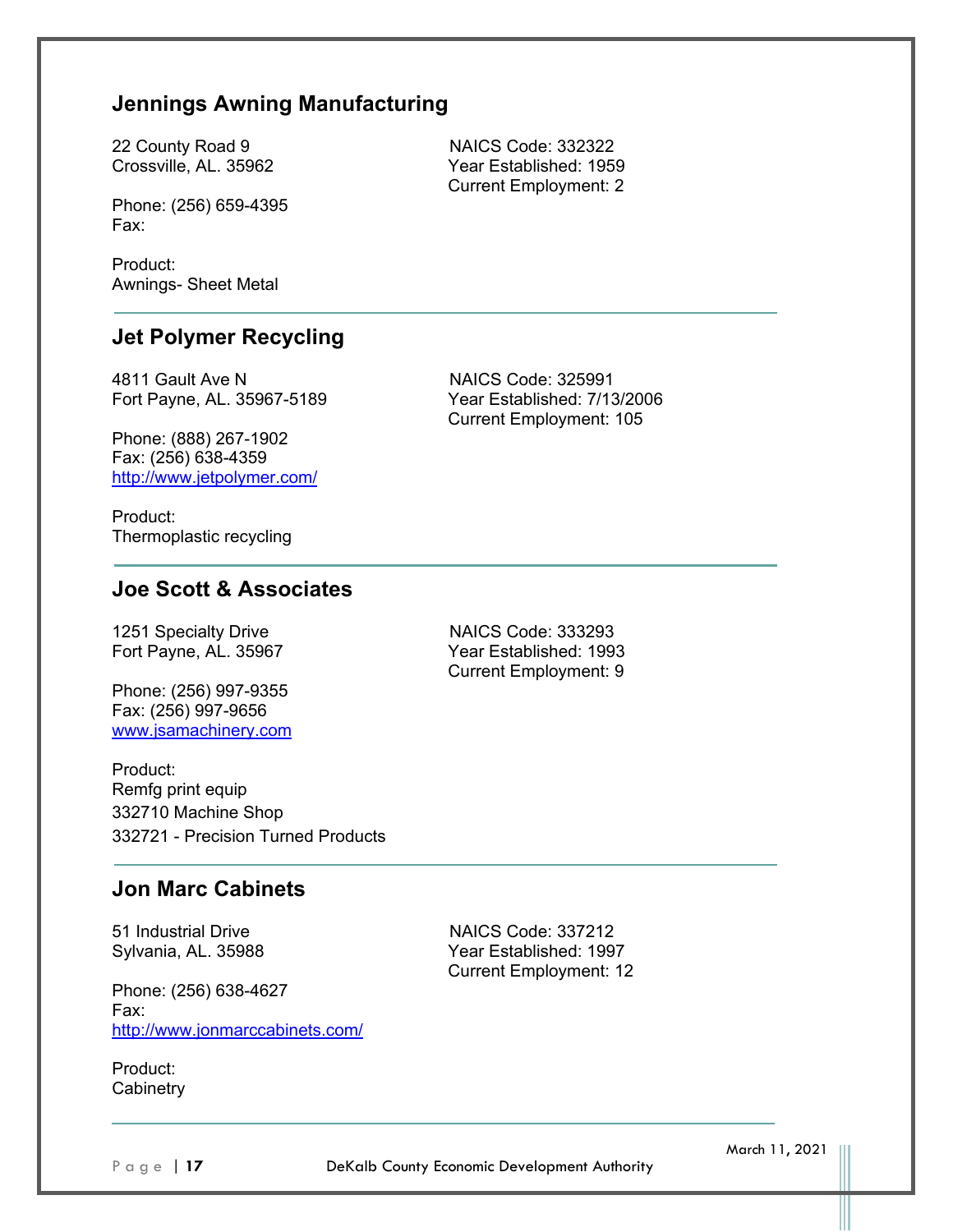## Jennings Awning Manufacturing

22 County Road 9
Crossville, AL. 35962

NAICS Code: 332322
Year Established: 1959
Current Employment: 2

Phone: (256) 659-4395
Fax:

Product:
Awnings- Sheet Metal

---

## Jet Polymer Recycling

4811 Gault Ave N
Fort Payne, AL. 35967-5189

NAICS Code: 325991
Year Established: 7/13/2006
Current Employment: 105

Phone: (888) 267-1902
Fax: (256) 638-4359
http://www.jetpolymer.com/

Product:
Thermoplastic recycling

---

## Joe Scott & Associates

1251 Specialty Drive
Fort Payne, AL. 35967

NAICS Code: 333293
Year Established: 1993
Current Employment: 9

Phone: (256) 997-9355
Fax: (256) 997-9656
www.jsamachinery.com

Product:
Remfg print equip
332710 Machine Shop
332721 - Precision Turned Products

---

## Jon Marc Cabinets

51 Industrial Drive
Sylvania, AL. 35988

NAICS Code: 337212
Year Established: 1997
Current Employment: 12

Phone: (256) 638-4627
Fax:
http://www.jonmarccabinets.com/

Product:
Cabinetry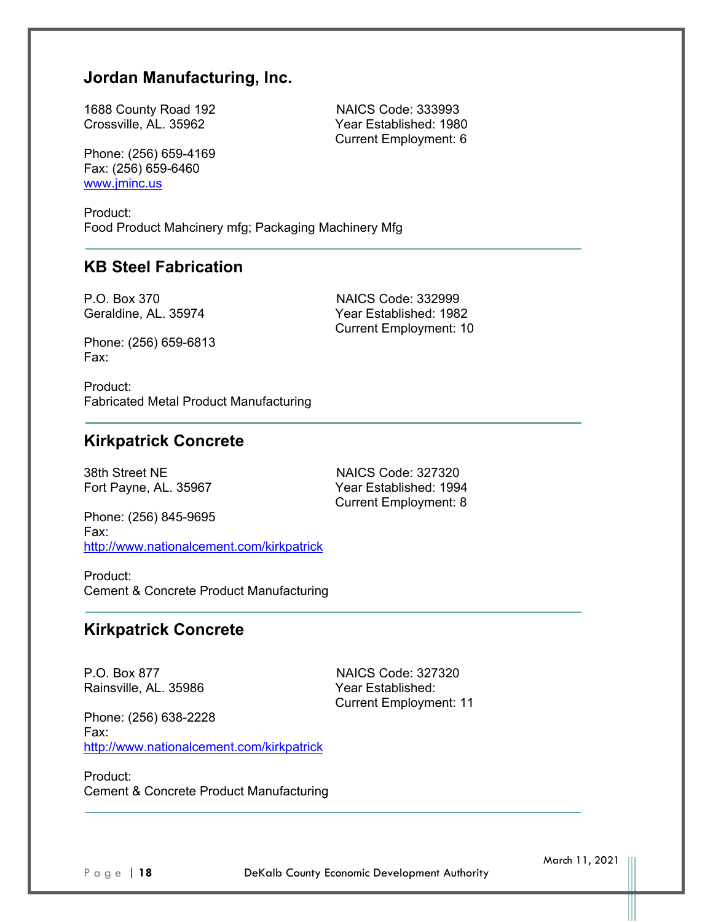## Jordan Manufacturing, Inc.

1688 County Road 192
Crossville, AL. 35962

NAICS Code: 333993
Year Established: 1980
Current Employment: 6

Phone: (256) 659-4169
Fax: (256) 659-6460
[www.jminc.us](http://www.jminc.us)

Product:
Food Product Mahcinery mfg; Packaging Machinery Mfg

---

## KB Steel Fabrication

P.O. Box 370
Geraldine, AL. 35974

NAICS Code: 332999
Year Established: 1982
Current Employment: 10

Phone: (256) 659-6813
Fax:

Product:
Fabricated Metal Product Manufacturing

---

## Kirkpatrick Concrete

38th Street NE
Fort Payne, AL. 35967

NAICS Code: 327320
Year Established: 1994
Current Employment: 8

Phone: (256) 845-9695
Fax:
[http://www.nationalcement.com/kirkpatrick](http://www.nationalcement.com/kirkpatrick)

Product:
Cement & Concrete Product Manufacturing

---

## Kirkpatrick Concrete

P.O. Box 877
Rainsville, AL. 35986

NAICS Code: 327320
Year Established:
Current Employment: 11

Phone: (256) 638-2228
Fax:
[http://www.nationalcement.com/kirkpatrick](http://www.nationalcement.com/kirkpatrick)

Product:
Cement & Concrete Product Manufacturing

---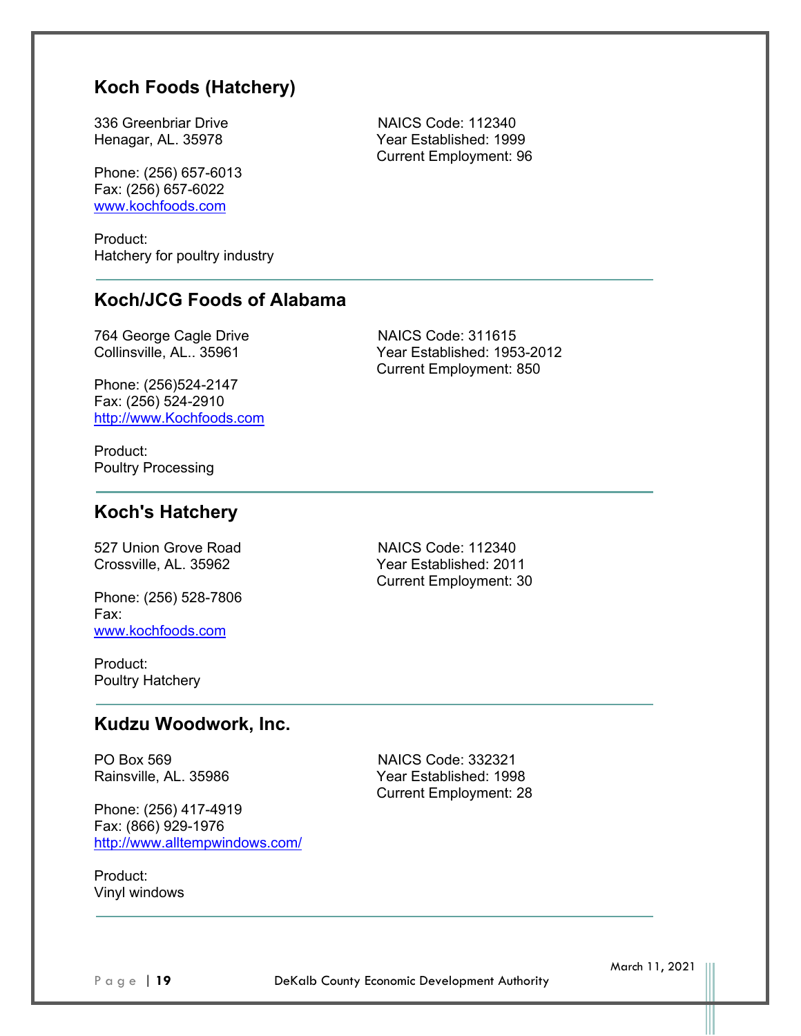## Koch Foods (Hatchery)

336 Greenbriar Drive
Henagar, AL. 35978

NAICS Code: 112340
Year Established: 1999
Current Employment: 96

Phone: (256) 657-6013
Fax: (256) 657-6022
www.kochfoods.com

Product:
Hatchery for poultry industry

---

## Koch/JCG Foods of Alabama

764 George Cagle Drive
Collinsville, AL.. 35961

NAICS Code: 311615
Year Established: 1953-2012
Current Employment: 850

Phone: (256)524-2147
Fax: (256) 524-2910
http://www.Kochfoods.com

Product:
Poultry Processing

---

## Koch's Hatchery

527 Union Grove Road
Crossville, AL. 35962

NAICS Code: 112340
Year Established: 2011
Current Employment: 30

Phone: (256) 528-7806
Fax:
www.kochfoods.com

Product:
Poultry Hatchery

---

## Kudzu Woodwork, Inc.

PO Box 569
Rainsville, AL. 35986

NAICS Code: 332321
Year Established: 1998
Current Employment: 28

Phone: (256) 417-4919
Fax: (866) 929-1976
http://www.alltempwindows.com/

Product:
Vinyl windows

---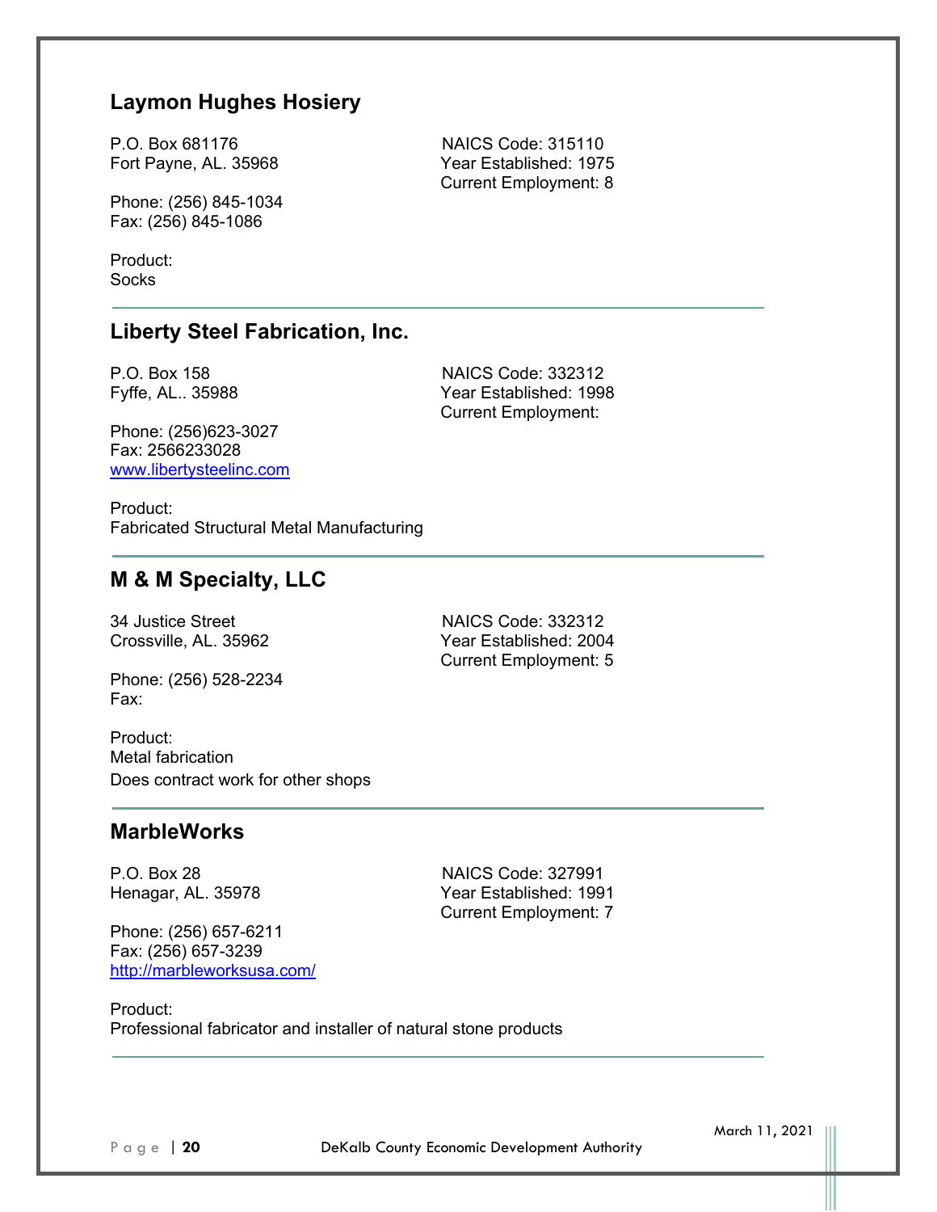## Laymon Hughes Hosiery

P.O. Box 681176
Fort Payne, AL. 35968

NAICS Code: 315110
Year Established: 1975
Current Employment: 8

Phone: (256) 845-1034
Fax: (256) 845-1086

Product:
Socks

---

## Liberty Steel Fabrication, Inc.

P.O. Box 158
Fyffe, AL.. 35988

NAICS Code: 332312
Year Established: 1998
Current Employment:

Phone: (256)623-3027
Fax: 2566233028
www.libertysteelinc.com

Product:
Fabricated Structural Metal Manufacturing

---

## M & M Specialty, LLC

34 Justice Street
Crossville, AL. 35962

NAICS Code: 332312
Year Established: 2004
Current Employment: 5

Phone: (256) 528-2234
Fax:

Product:
Metal fabrication
Does contract work for other shops

---

## MarbleWorks

P.O. Box 28
Henagar, AL. 35978

NAICS Code: 327991
Year Established: 1991
Current Employment: 7

Phone: (256) 657-6211
Fax: (256) 657-3239
http://marbleworksusa.com/

Product:
Professional fabricator and installer of natural stone products

---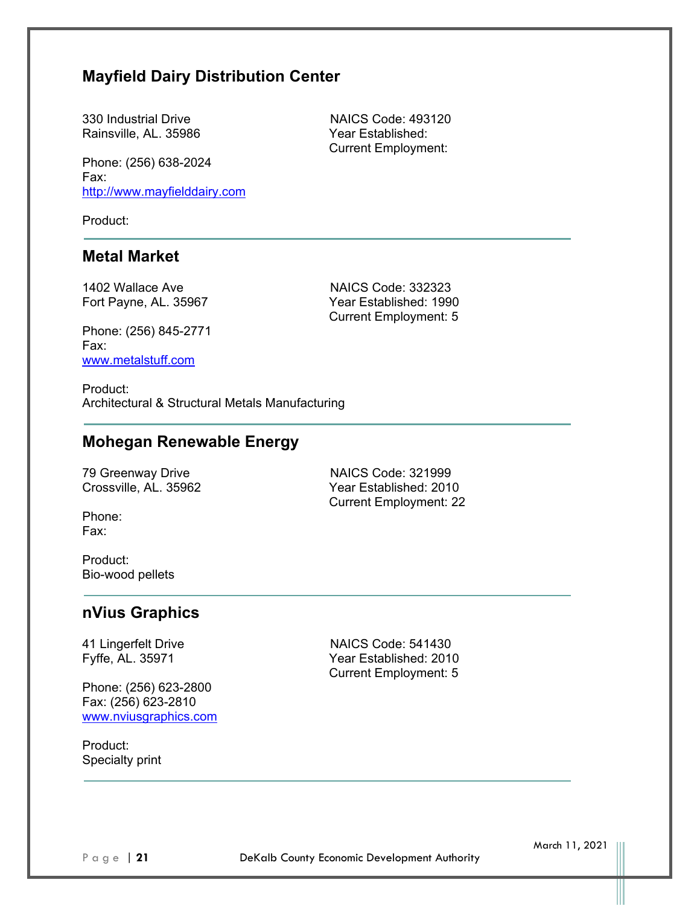## Mayfield Dairy Distribution Center

330 Industrial Drive
Rainsville, AL. 35986

NAICS Code: 493120
Year Established:
Current Employment:

Phone: (256) 638-2024
Fax:
http://www.mayfielddairy.com

Product:

---

## Metal Market

1402 Wallace Ave
Fort Payne, AL. 35967

NAICS Code: 332323
Year Established: 1990
Current Employment: 5

Phone: (256) 845-2771
Fax:
www.metalstuff.com

Product:
Architectural & Structural Metals Manufacturing

---

## Mohegan Renewable Energy

79 Greenway Drive
Crossville, AL. 35962

NAICS Code: 321999
Year Established: 2010
Current Employment: 22

Phone:
Fax:

Product:
Bio-wood pellets

---

## nVius Graphics

41 Lingerfelt Drive
Fyffe, AL. 35971

NAICS Code: 541430
Year Established: 2010
Current Employment: 5

Phone: (256) 623-2800
Fax: (256) 623-2810
www.nviusgraphics.com

Product:
Specialty print

---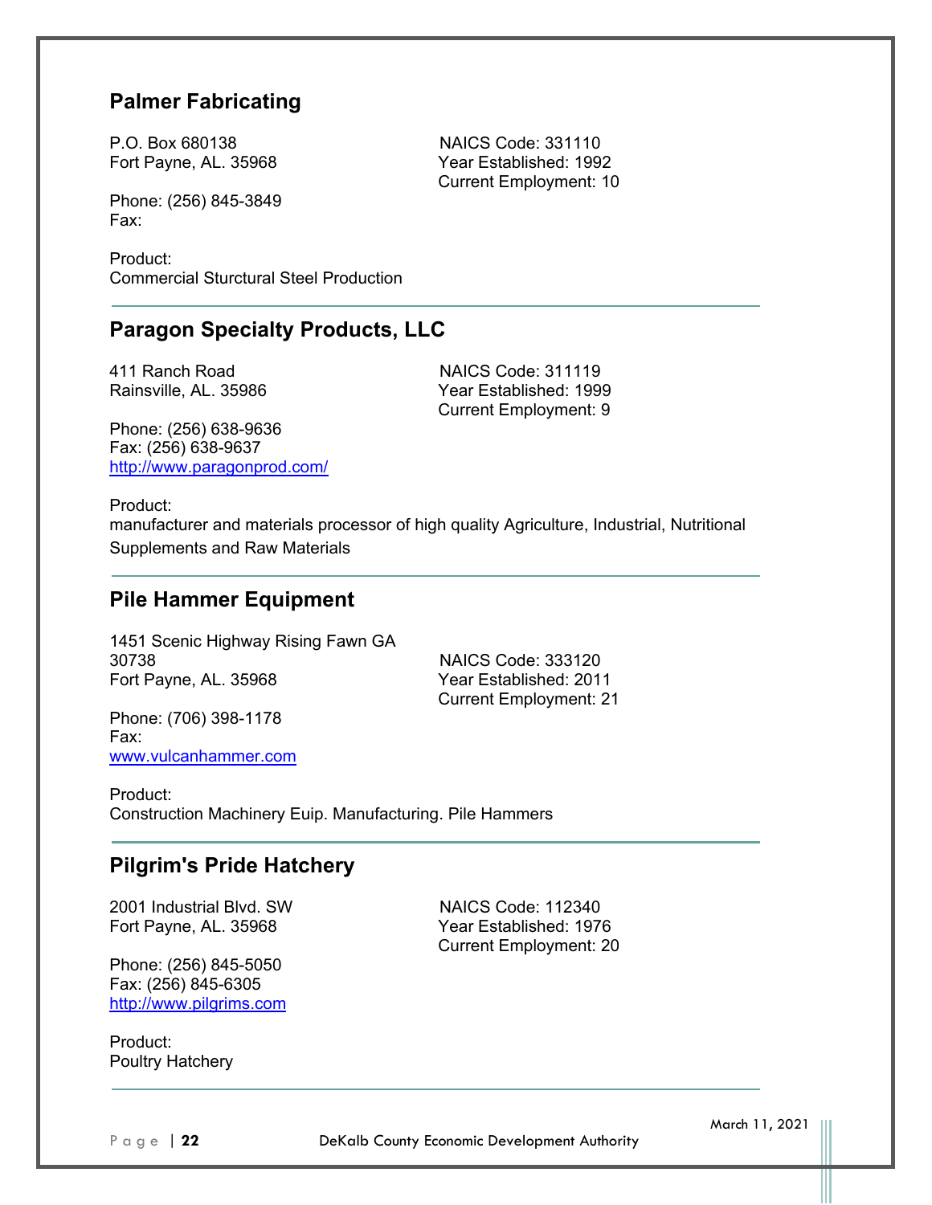## Palmer Fabricating

P.O. Box 680138
Fort Payne, AL. 35968

NAICS Code: 331110
Year Established: 1992
Current Employment: 10

Phone: (256) 845-3849
Fax:

Product:
Commercial Sturctural Steel Production

---

## Paragon Specialty Products, LLC

411 Ranch Road
Rainsville, AL. 35986

NAICS Code: 311119
Year Established: 1999
Current Employment: 9

Phone: (256) 638-9636
Fax: (256) 638-9637
http://www.paragonprod.com/

Product:
manufacturer and materials processor of high quality Agriculture, Industrial, Nutritional Supplements and Raw Materials

---

## Pile Hammer Equipment

1451 Scenic Highway Rising Fawn GA 30738
Fort Payne, AL. 35968

NAICS Code: 333120
Year Established: 2011
Current Employment: 21

Phone: (706) 398-1178
Fax:
www.vulcanhammer.com

Product:
Construction Machinery Euip. Manufacturing. Pile Hammers

---

## Pilgrim's Pride Hatchery

2001 Industrial Blvd. SW
Fort Payne, AL. 35968

NAICS Code: 112340
Year Established: 1976
Current Employment: 20

Phone: (256) 845-5050
Fax: (256) 845-6305
http://www.pilgrims.com

Product:
Poultry Hatchery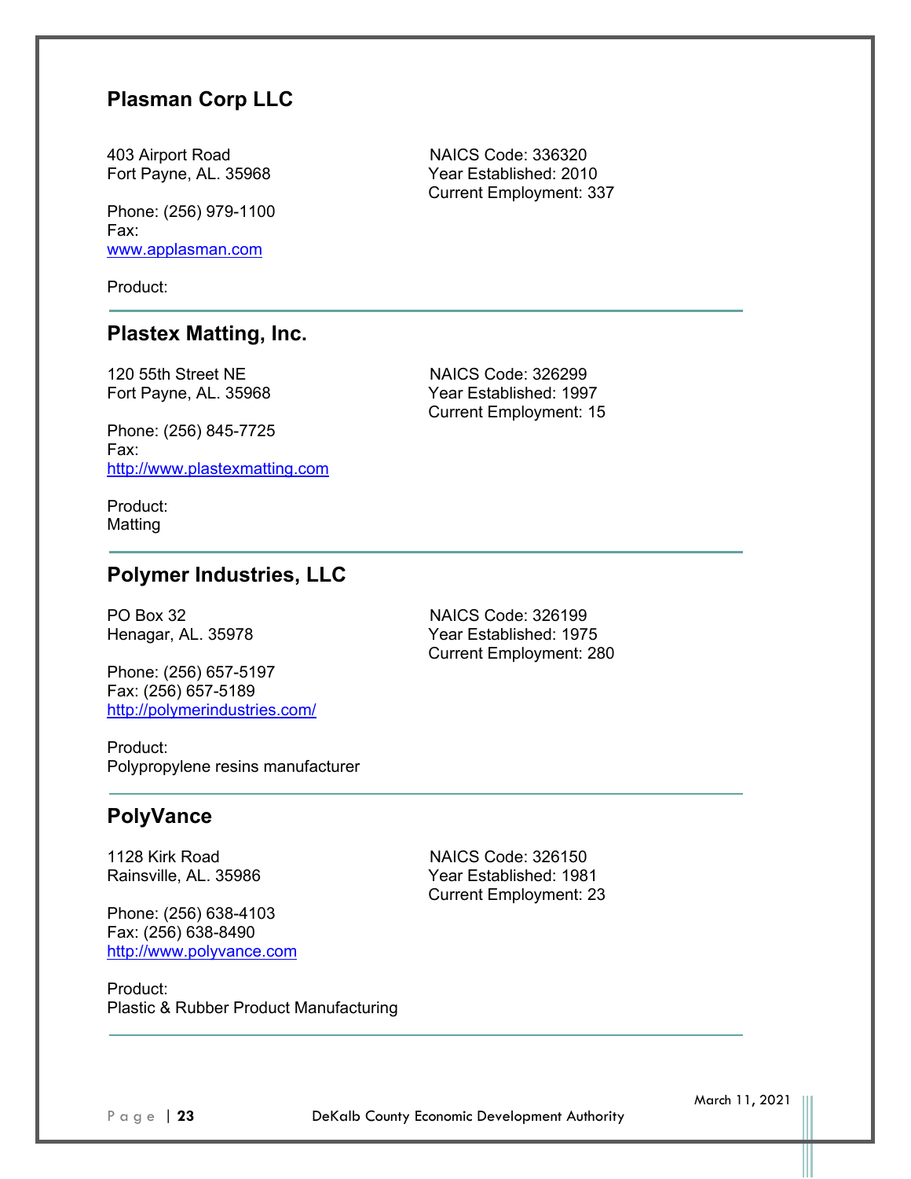## Plasman Corp LLC

403 Airport Road
Fort Payne, AL. 35968

NAICS Code: 336320
Year Established: 2010
Current Employment: 337

Phone: (256) 979-1100
Fax:
www.applasman.com

Product:

---

## Plastex Matting, Inc.

120 55th Street NE
Fort Payne, AL. 35968

NAICS Code: 326299
Year Established: 1997
Current Employment: 15

Phone: (256) 845-7725
Fax:
http://www.plastexmatting.com

Product:
Matting

---

## Polymer Industries, LLC

PO Box 32
Henagar, AL. 35978

NAICS Code: 326199
Year Established: 1975
Current Employment: 280

Phone: (256) 657-5197
Fax: (256) 657-5189
http://polymerindustries.com/

Product:
Polypropylene resins manufacturer

---

## PolyVance

1128 Kirk Road
Rainsville, AL. 35986

NAICS Code: 326150
Year Established: 1981
Current Employment: 23

Phone: (256) 638-4103
Fax: (256) 638-8490
http://www.polyvance.com

Product:
Plastic & Rubber Product Manufacturing

---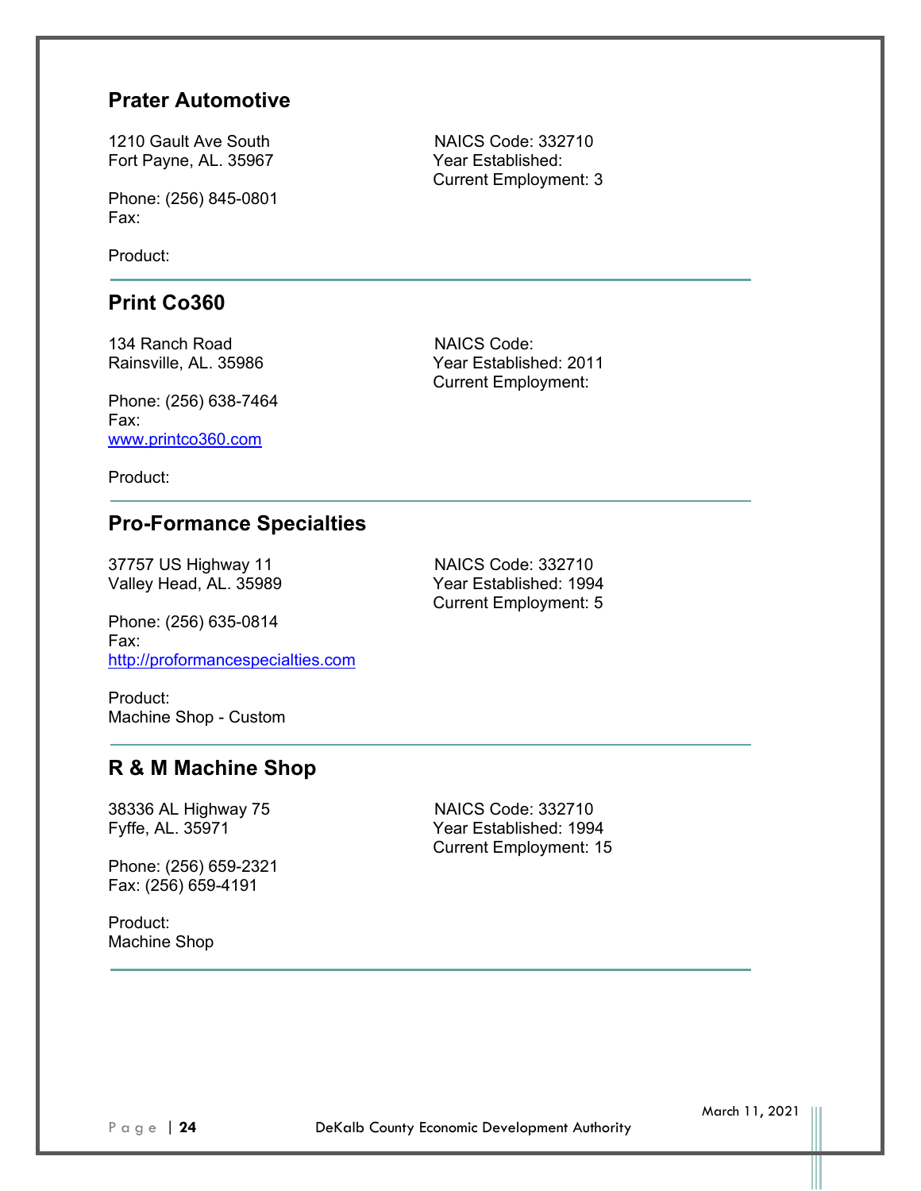## Prater Automotive

1210 Gault Ave South
Fort Payne, AL. 35967

Phone: (256) 845-0801
Fax:

NAICS Code: 332710
Year Established:
Current Employment: 3

Product:

---

## Print Co360

134 Ranch Road
Rainsville, AL. 35986

Phone: (256) 638-7464
Fax:
www.printco360.com

NAICS Code:
Year Established: 2011
Current Employment:

Product:

---

## Pro-Formance Specialties

37757 US Highway 11
Valley Head, AL. 35989

Phone: (256) 635-0814
Fax:
http://proformancespecialties.com

NAICS Code: 332710
Year Established: 1994
Current Employment: 5

Product:
Machine Shop - Custom

---

## R & M Machine Shop

38336 AL Highway 75
Fyffe, AL. 35971

Phone: (256) 659-2321
Fax: (256) 659-4191

NAICS Code: 332710
Year Established: 1994
Current Employment: 15

Product:
Machine Shop

---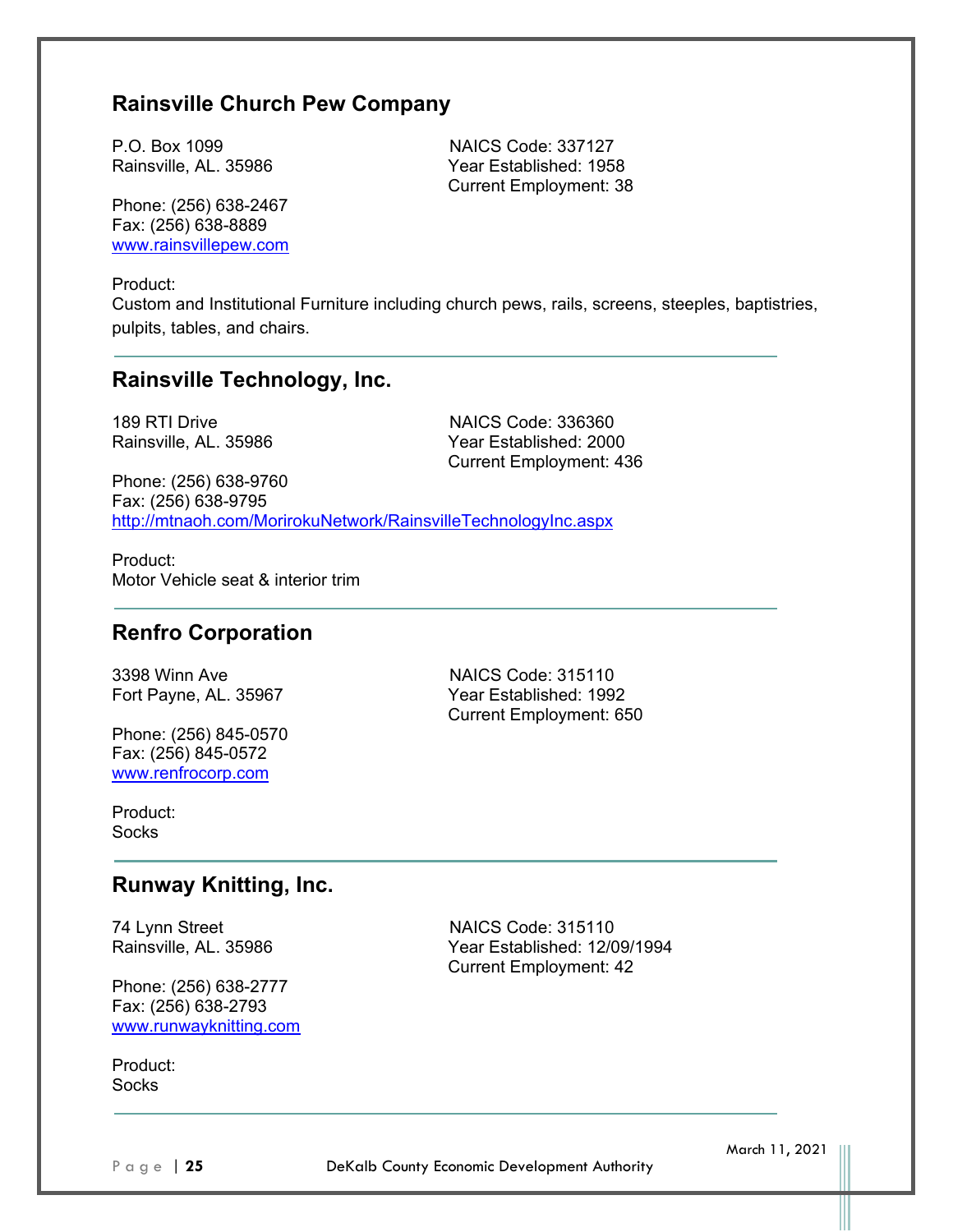## Rainsville Church Pew Company

P.O. Box 1099
Rainsville, AL. 35986

NAICS Code: 337127
Year Established: 1958
Current Employment: 38

Phone: (256) 638-2467
Fax: (256) 638-8889
www.rainsvillepew.com

Product:
Custom and Institutional Furniture including church pews, rails, screens, steeples, baptistries, pulpits, tables, and chairs.

---

## Rainsville Technology, Inc.

189 RTI Drive
Rainsville, AL. 35986

NAICS Code: 336360
Year Established: 2000
Current Employment: 436

Phone: (256) 638-9760
Fax: (256) 638-9795
http://mtnaoh.com/MorirokuNetwork/RainsvilleTechnologyInc.aspx

Product:
Motor Vehicle seat & interior trim

---

## Renfro Corporation

3398 Winn Ave
Fort Payne, AL. 35967

NAICS Code: 315110
Year Established: 1992
Current Employment: 650

Phone: (256) 845-0570
Fax: (256) 845-0572
www.renfrocorp.com

Product:
Socks

---

## Runway Knitting, Inc.

74 Lynn Street
Rainsville, AL. 35986

NAICS Code: 315110
Year Established: 12/09/1994
Current Employment: 42

Phone: (256) 638-2777
Fax: (256) 638-2793
www.runwayknitting.com

Product:
Socks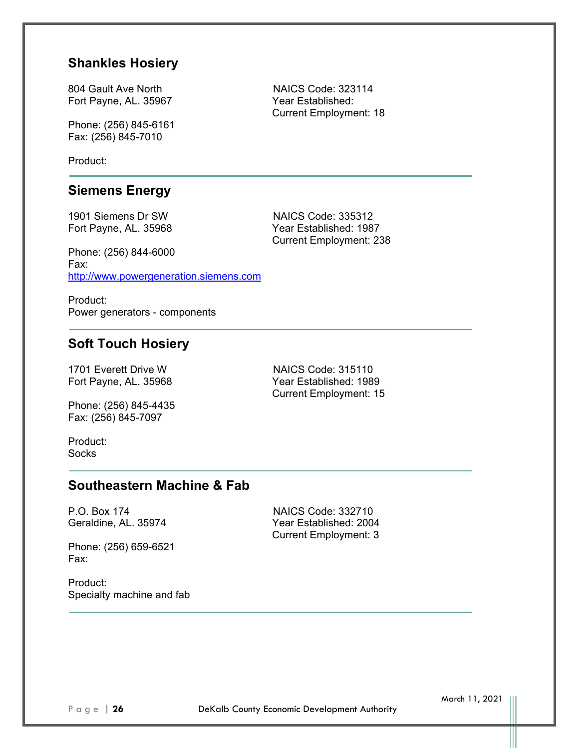## Shankles Hosiery

804 Gault Ave North
Fort Payne, AL. 35967

NAICS Code: 323114
Year Established:
Current Employment: 18

Phone: (256) 845-6161
Fax: (256) 845-7010

Product:

---

## Siemens Energy

1901 Siemens Dr SW
Fort Payne, AL. 35968

NAICS Code: 335312
Year Established: 1987
Current Employment: 238

Phone: (256) 844-6000
Fax:
http://www.powergeneration.siemens.com

Product:
Power generators - components

---

## Soft Touch Hosiery

1701 Everett Drive W
Fort Payne, AL. 35968

NAICS Code: 315110
Year Established: 1989
Current Employment: 15

Phone: (256) 845-4435
Fax: (256) 845-7097

Product:
Socks

---

## Southeastern Machine & Fab

P.O. Box 174
Geraldine, AL. 35974

NAICS Code: 332710
Year Established: 2004
Current Employment: 3

Phone: (256) 659-6521
Fax:

Product:
Specialty machine and fab

---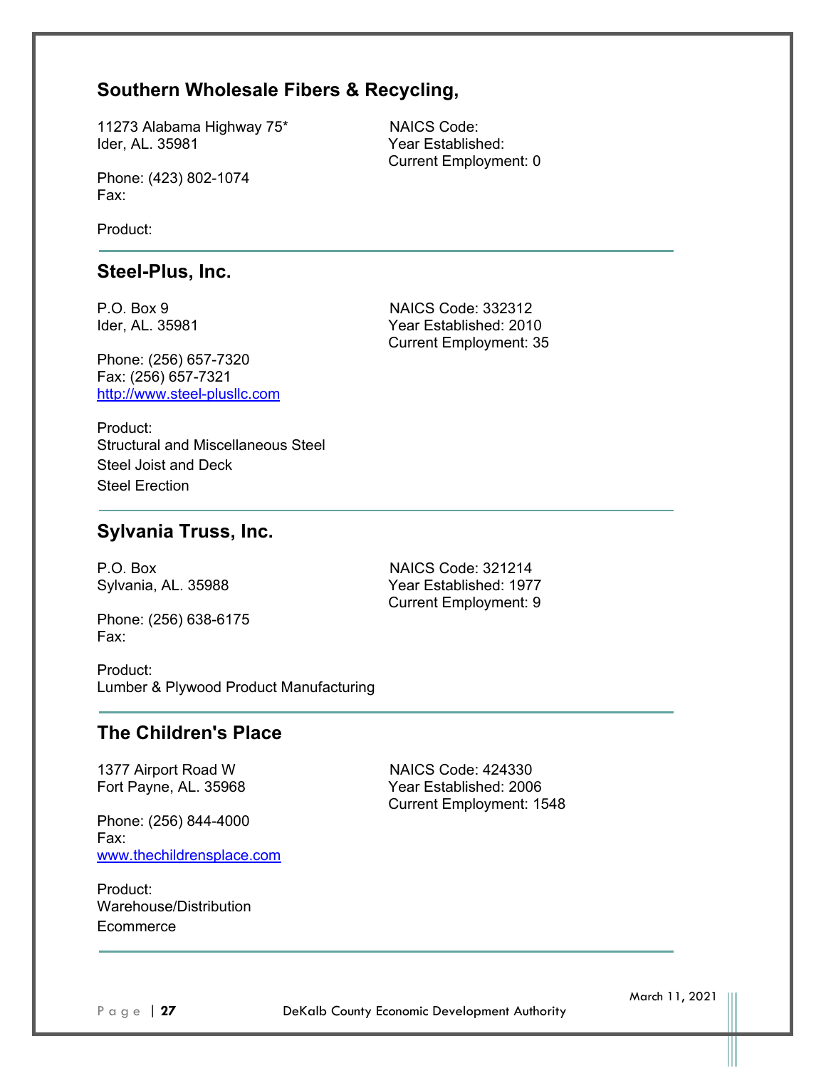## Southern Wholesale Fibers & Recycling,

11273 Alabama Highway 75*
Ider, AL. 35981

NAICS Code:
Year Established:
Current Employment: 0

Phone: (423) 802-1074
Fax:

Product:

---

## Steel-Plus, Inc.

P.O. Box 9
Ider, AL. 35981

NAICS Code: 332312
Year Established: 2010
Current Employment: 35

Phone: (256) 657-7320
Fax: (256) 657-7321
[http://www.steel-plusllc.com](http://www.steel-plusllc.com)

Product:
Structural and Miscellaneous Steel
Steel Joist and Deck
Steel Erection

---

## Sylvania Truss, Inc.

P.O. Box
Sylvania, AL. 35988

NAICS Code: 321214
Year Established: 1977
Current Employment: 9

Phone: (256) 638-6175
Fax:

Product:
Lumber & Plywood Product Manufacturing

---

## The Children's Place

1377 Airport Road W
Fort Payne, AL. 35968

NAICS Code: 424330
Year Established: 2006
Current Employment: 1548

Phone: (256) 844-4000
Fax:
[www.thechildrensplace.com](http://www.thechildrensplace.com)

Product:
Warehouse/Distribution
Ecommerce

---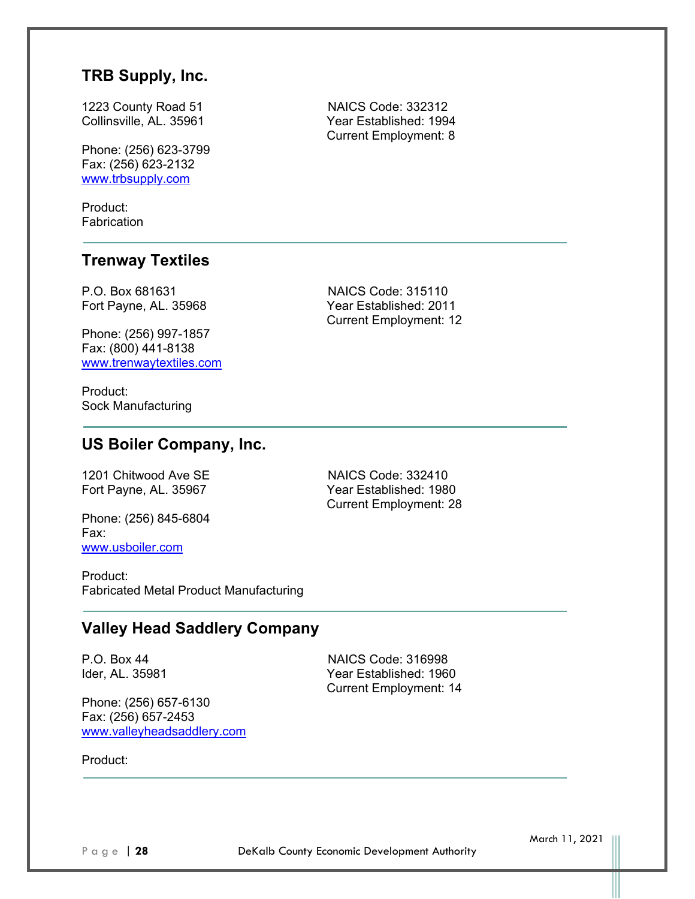## TRB Supply, Inc.

1223 County Road 51
Collinsville, AL. 35961

NAICS Code: 332312
Year Established: 1994
Current Employment: 8

Phone: (256) 623-3799
Fax: (256) 623-2132
www.trbsupply.com

Product:
Fabrication

---

## Trenway Textiles

P.O. Box 681631
Fort Payne, AL. 35968

NAICS Code: 315110
Year Established: 2011
Current Employment: 12

Phone: (256) 997-1857
Fax: (800) 441-8138
www.trenwaytextiles.com

Product:
Sock Manufacturing

---

## US Boiler Company, Inc.

1201 Chitwood Ave SE
Fort Payne, AL. 35967

NAICS Code: 332410
Year Established: 1980
Current Employment: 28

Phone: (256) 845-6804
Fax:
www.usboiler.com

Product:
Fabricated Metal Product Manufacturing

---

## Valley Head Saddlery Company

P.O. Box 44
Ider, AL. 35981

NAICS Code: 316998
Year Established: 1960
Current Employment: 14

Phone: (256) 657-6130
Fax: (256) 657-2453
www.valleyheadsaddlery.com

Product:

---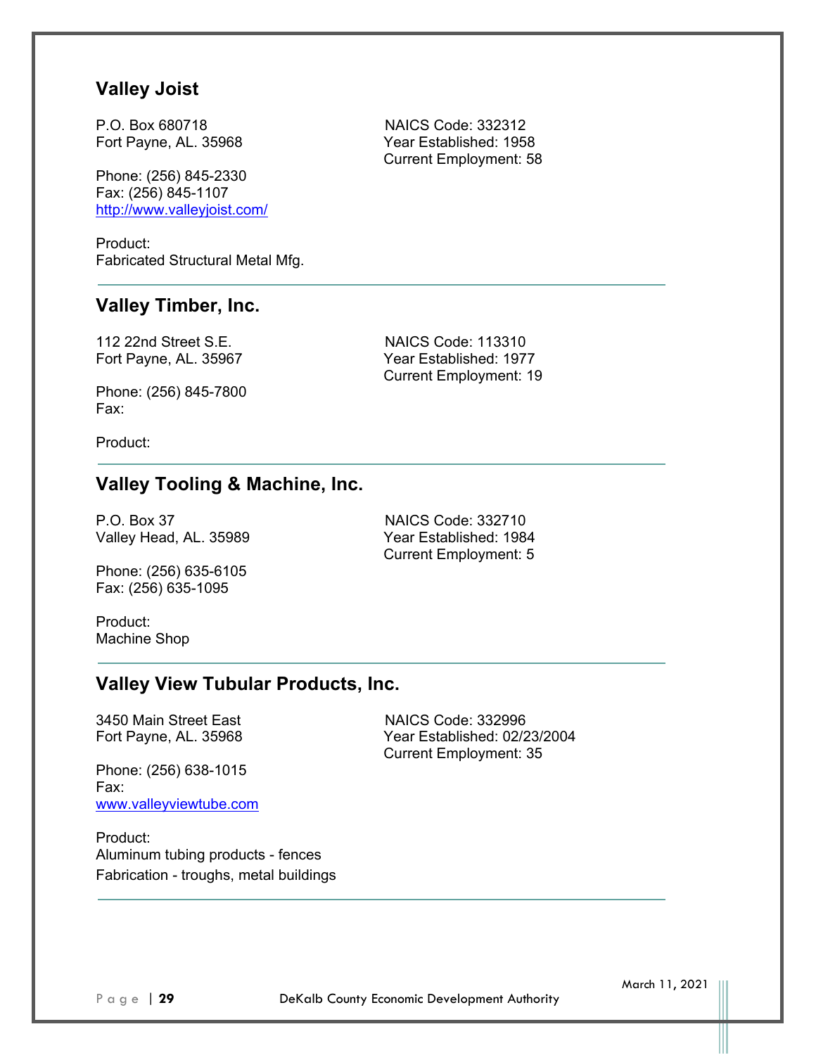## Valley Joist

P.O. Box 680718
Fort Payne, AL. 35968

NAICS Code: 332312
Year Established: 1958
Current Employment: 58

Phone: (256) 845-2330
Fax: (256) 845-1107
http://www.valleyjoist.com/

Product:
Fabricated Structural Metal Mfg.

---

## Valley Timber, Inc.

112 22nd Street S.E.
Fort Payne, AL. 35967

NAICS Code: 113310
Year Established: 1977
Current Employment: 19

Phone: (256) 845-7800
Fax:

Product:

---

## Valley Tooling & Machine, Inc.

P.O. Box 37
Valley Head, AL. 35989

NAICS Code: 332710
Year Established: 1984
Current Employment: 5

Phone: (256) 635-6105
Fax: (256) 635-1095

Product:
Machine Shop

---

## Valley View Tubular Products, Inc.

3450 Main Street East
Fort Payne, AL. 35968

NAICS Code: 332996
Year Established: 02/23/2004
Current Employment: 35

Phone: (256) 638-1015
Fax:
www.valleyviewtube.com

Product:
Aluminum tubing products - fences
Fabrication - troughs, metal buildings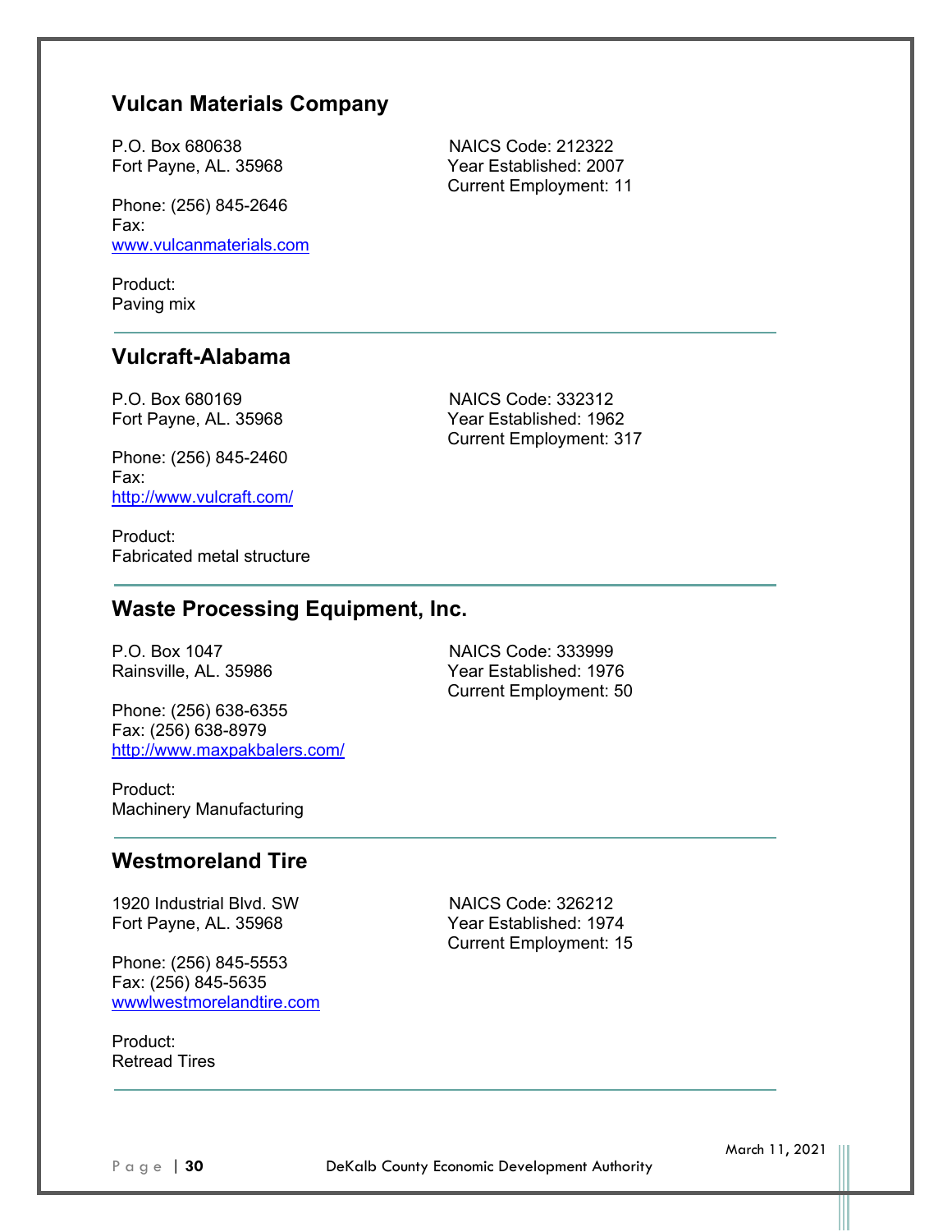## Vulcan Materials Company

P.O. Box 680638
Fort Payne, AL. 35968

NAICS Code: 212322
Year Established: 2007
Current Employment: 11

Phone: (256) 845-2646
Fax:
www.vulcanmaterials.com

Product:
Paving mix

---

## Vulcraft-Alabama

P.O. Box 680169
Fort Payne, AL. 35968

NAICS Code: 332312
Year Established: 1962
Current Employment: 317

Phone: (256) 845-2460
Fax:
http://www.vulcraft.com/

Product:
Fabricated metal structure

---

## Waste Processing Equipment, Inc.

P.O. Box 1047
Rainsville, AL. 35986

NAICS Code: 333999
Year Established: 1976
Current Employment: 50

Phone: (256) 638-6355
Fax: (256) 638-8979
http://www.maxpakbalers.com/

Product:
Machinery Manufacturing

---

## Westmoreland Tire

1920 Industrial Blvd. SW
Fort Payne, AL. 35968

NAICS Code: 326212
Year Established: 1974
Current Employment: 15

Phone: (256) 845-5553
Fax: (256) 845-5635
wwwlwestmorelandtire.com

Product:
Retread Tires

---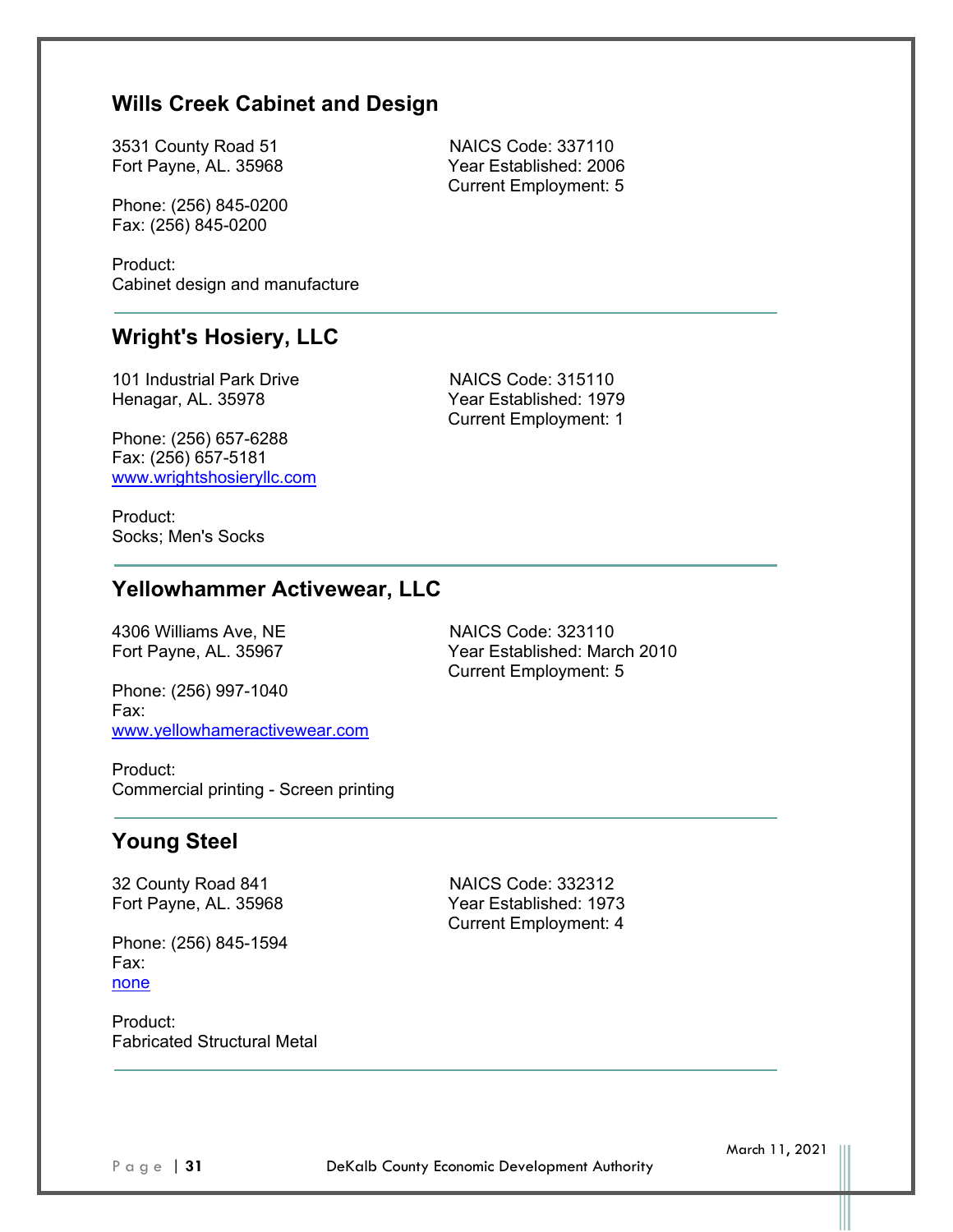## Wills Creek Cabinet and Design

3531 County Road 51
Fort Payne, AL. 35968

NAICS Code: 337110
Year Established: 2006
Current Employment: 5

Phone: (256) 845-0200
Fax: (256) 845-0200

Product:
Cabinet design and manufacture

---

## Wright's Hosiery, LLC

101 Industrial Park Drive
Henagar, AL. 35978

NAICS Code: 315110
Year Established: 1979
Current Employment: 1

Phone: (256) 657-6288
Fax: (256) 657-5181
www.wrightshosieryllc.com

Product:
Socks; Men's Socks

---

## Yellowhammer Activewear, LLC

4306 Williams Ave, NE
Fort Payne, AL. 35967

NAICS Code: 323110
Year Established: March 2010
Current Employment: 5

Phone: (256) 997-1040
Fax:
www.yellowhameractivewear.com

Product:
Commercial printing - Screen printing

---

## Young Steel

32 County Road 841
Fort Payne, AL. 35968

NAICS Code: 332312
Year Established: 1973
Current Employment: 4

Phone: (256) 845-1594
Fax:
none

Product:
Fabricated Structural Metal

---